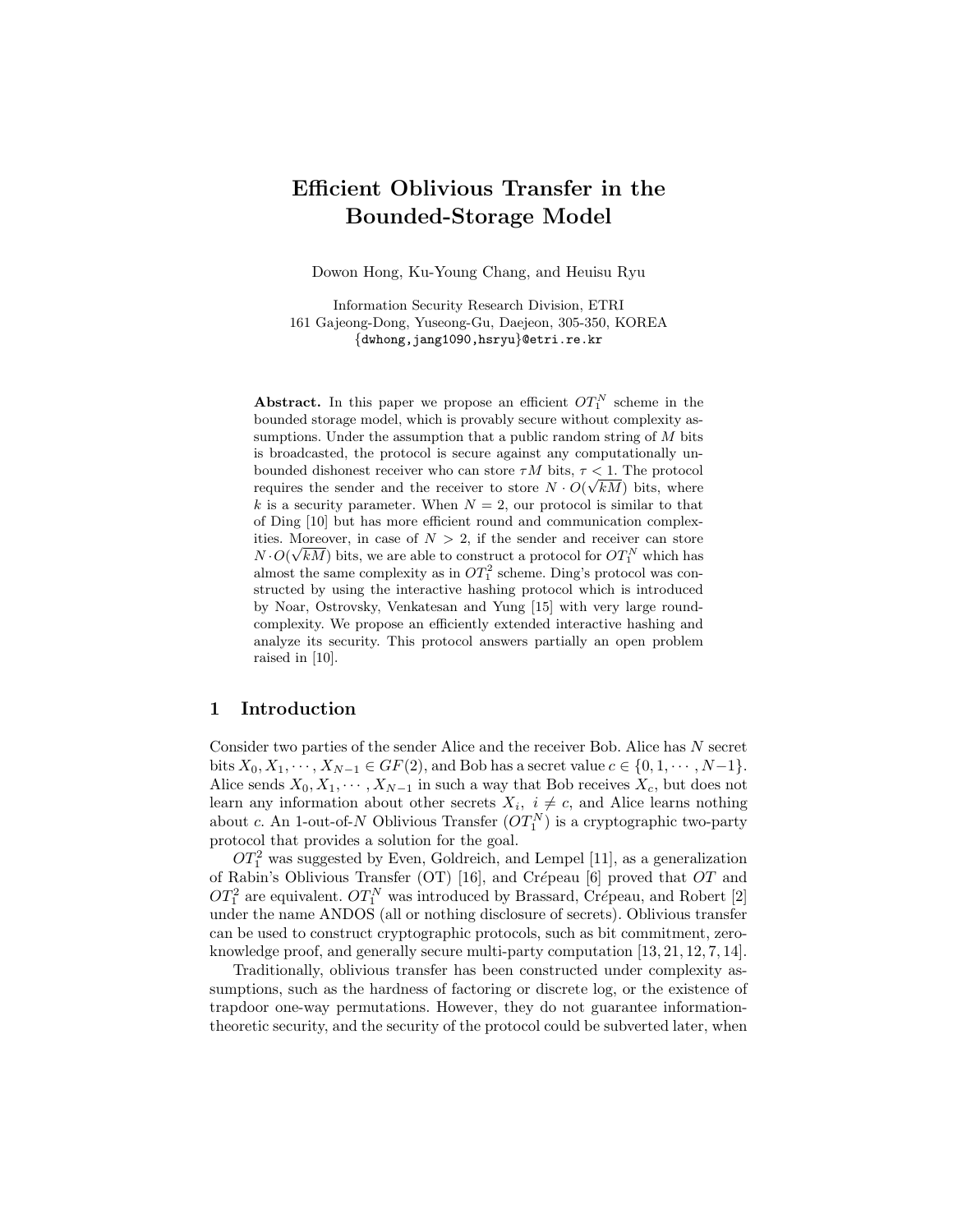# Efficient Oblivious Transfer in the Bounded-Storage Model

Dowon Hong, Ku-Young Chang, and Heuisu Ryu

Information Security Research Division, ETRI
161 Gajeong-Dong, Yuseong-Gu, Daejeon, 305-350, KOREA
{dwhong,jang1090,hsryu}@etri.re.kr

**Abstract.** In this paper we propose an efficient $OT_1^N$ scheme in the bounded storage model, which is provably secure without complexity assumptions. Under the assumption that a public random string of $M$ bits is broadcasted, the protocol is secure against any computationally unbounded dishonest receiver who can store $\tau M$ bits, $\tau < 1$. The protocol requires the sender and the receiver to store $N \cdot O(\sqrt{kM})$ bits, where $k$ is a security parameter. When $N = 2$, our protocol is similar to that of Ding [10] but has more efficient round and communication complexities. Moreover, in case of $N > 2$, if the sender and receiver can store $N \cdot O(\sqrt{kM})$ bits, we are able to construct a protocol for $OT_1^N$ which has almost the same complexity as in $OT_1^2$ scheme. Ding's protocol was constructed by using the interactive hashing protocol which is introduced by Noar, Ostrovsky, Venkatesan and Yung [15] with very large round-complexity. We propose an efficiently extended interactive hashing and analyze its security. This protocol answers partially an open problem raised in [10].

## 1 Introduction

Consider two parties of the sender Alice and the receiver Bob. Alice has $N$ secret bits $X_0, X_1, \cdots, X_{N-1} \in GF(2)$, and Bob has a secret value $c \in \{0, 1, \cdots, N-1\}$. Alice sends $X_0, X_1, \cdots, X_{N-1}$ in such a way that Bob receives $X_c$, but does not learn any information about other secrets $X_i,\ i \neq c$, and Alice learns nothing about $c$. An 1-out-of-$N$ Oblivious Transfer ($OT_1^N$) is a cryptographic two-party protocol that provides a solution for the goal.

$OT_1^2$ was suggested by Even, Goldreich, and Lempel [11], as a generalization of Rabin's Oblivious Transfer (OT) [16], and Crépeau [6] proved that $OT$ and $OT_1^2$ are equivalent. $OT_1^N$ was introduced by Brassard, Crépeau, and Robert [2] under the name ANDOS (all or nothing disclosure of secrets). Oblivious transfer can be used to construct cryptographic protocols, such as bit commitment, zero-knowledge proof, and generally secure multi-party computation [13, 21, 12, 7, 14].

Traditionally, oblivious transfer has been constructed under complexity assumptions, such as the hardness of factoring or discrete log, or the existence of trapdoor one-way permutations. However, they do not guarantee information-theoretic security, and the security of the protocol could be subverted later, when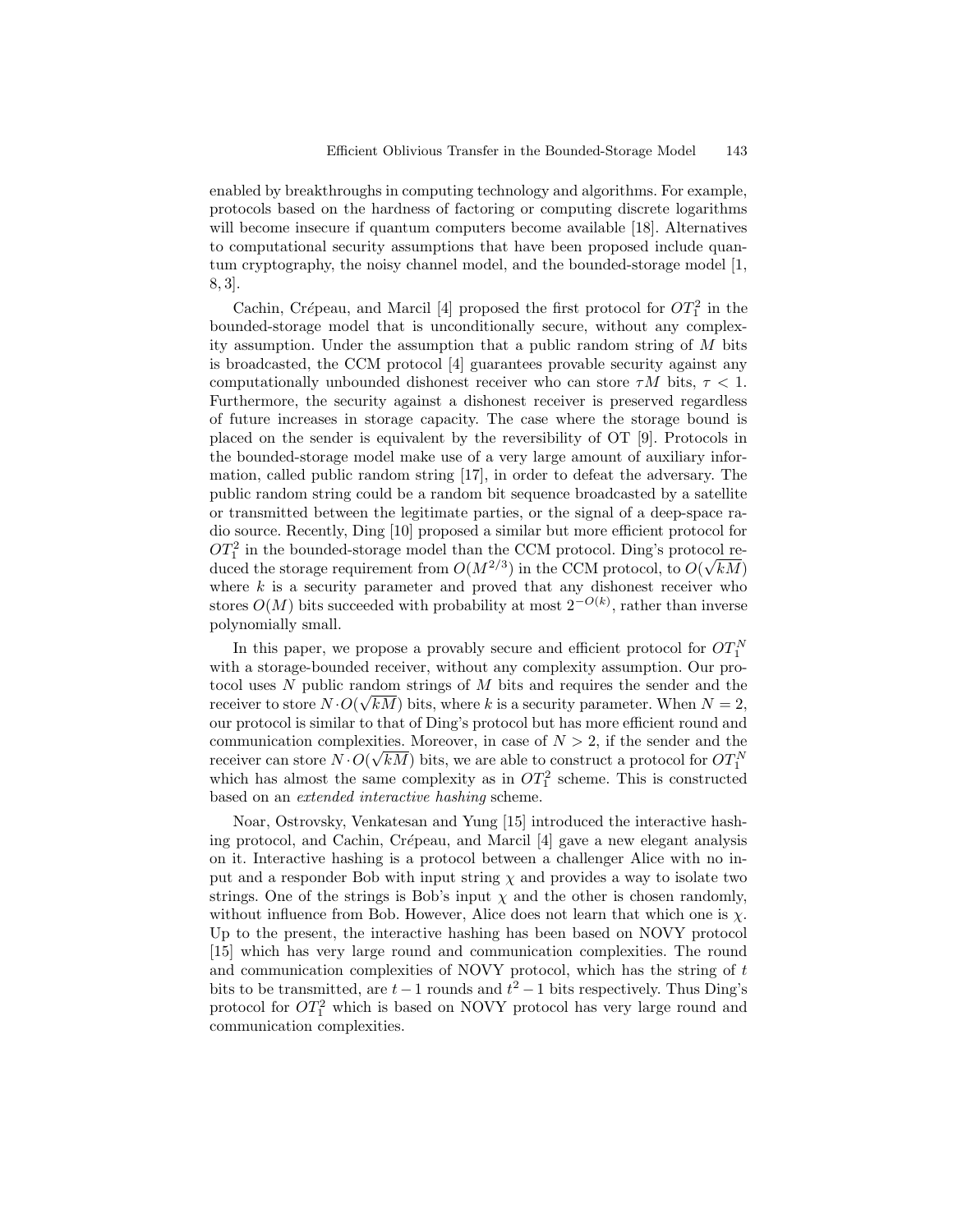enabled by breakthroughs in computing technology and algorithms. For example, protocols based on the hardness of factoring or computing discrete logarithms will become insecure if quantum computers become available [18]. Alternatives to computational security assumptions that have been proposed include quantum cryptography, the noisy channel model, and the bounded-storage model [1, 8, 3].

Cachin, Crépeau, and Marcil [4] proposed the first protocol for $OT_1^2$ in the bounded-storage model that is unconditionally secure, without any complexity assumption. Under the assumption that a public random string of $M$ bits is broadcasted, the CCM protocol [4] guarantees provable security against any computationally unbounded dishonest receiver who can store $\tau M$ bits, $\tau < 1$. Furthermore, the security against a dishonest receiver is preserved regardless of future increases in storage capacity. The case where the storage bound is placed on the sender is equivalent by the reversibility of OT [9]. Protocols in the bounded-storage model make use of a very large amount of auxiliary information, called public random string [17], in order to defeat the adversary. The public random string could be a random bit sequence broadcasted by a satellite or transmitted between the legitimate parties, or the signal of a deep-space radio source. Recently, Ding [10] proposed a similar but more efficient protocol for $OT_1^2$ in the bounded-storage model than the CCM protocol. Ding's protocol reduced the storage requirement from $O(M^{2/3})$ in the CCM protocol, to $O(\sqrt{kM})$ where $k$ is a security parameter and proved that any dishonest receiver who stores $O(M)$ bits succeeded with probability at most $2^{-O(k)}$, rather than inverse polynomially small.

In this paper, we propose a provably secure and efficient protocol for $OT_1^N$ with a storage-bounded receiver, without any complexity assumption. Our protocol uses $N$ public random strings of $M$ bits and requires the sender and the receiver to store $N \cdot O(\sqrt{kM})$ bits, where $k$ is a security parameter. When $N = 2$, our protocol is similar to that of Ding's protocol but has more efficient round and communication complexities. Moreover, in case of $N > 2$, if the sender and the receiver can store $N \cdot O(\sqrt{kM})$ bits, we are able to construct a protocol for $OT_1^N$ which has almost the same complexity as in $OT_1^2$ scheme. This is constructed based on an *extended interactive hashing* scheme.

Noar, Ostrovsky, Venkatesan and Yung [15] introduced the interactive hashing protocol, and Cachin, Crépeau, and Marcil [4] gave a new elegant analysis on it. Interactive hashing is a protocol between a challenger Alice with no input and a responder Bob with input string $\chi$ and provides a way to isolate two strings. One of the strings is Bob's input $\chi$ and the other is chosen randomly, without influence from Bob. However, Alice does not learn that which one is $\chi$. Up to the present, the interactive hashing has been based on NOVY protocol [15] which has very large round and communication complexities. The round and communication complexities of NOVY protocol, which has the string of $t$ bits to be transmitted, are $t-1$ rounds and $t^2-1$ bits respectively. Thus Ding's protocol for $OT_1^2$ which is based on NOVY protocol has very large round and communication complexities.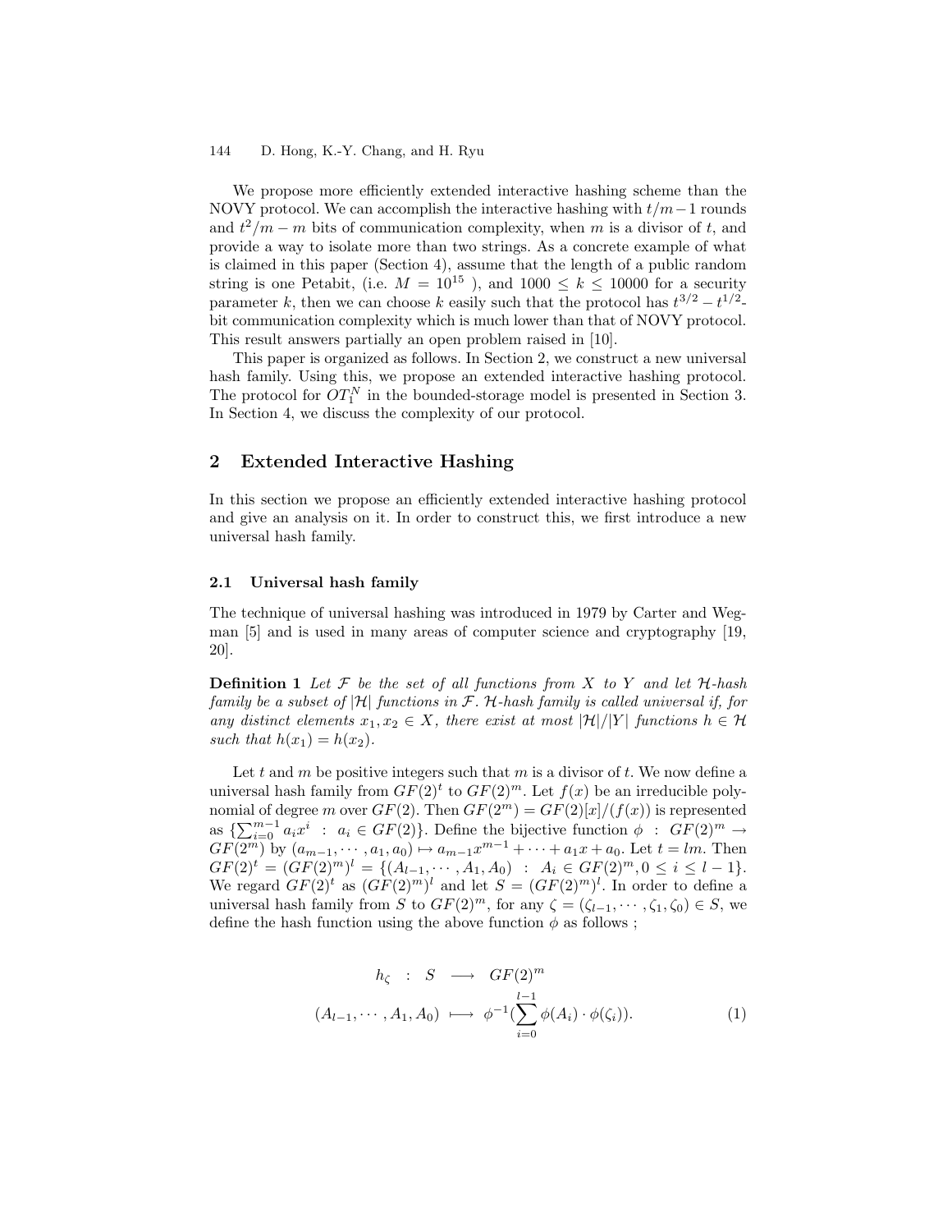We propose more efficiently extended interactive hashing scheme than the NOVY protocol. We can accomplish the interactive hashing with $t/m-1$ rounds and $t^2/m - m$ bits of communication complexity, when $m$ is a divisor of $t$, and provide a way to isolate more than two strings. As a concrete example of what is claimed in this paper (Section 4), assume that the length of a public random string is one Petabit, (i.e. $M = 10^{15}$ ), and $1000 \leq k \leq 10000$ for a security parameter $k$, then we can choose $k$ easily such that the protocol has $t^{3/2} - t^{1/2}$-bit communication complexity which is much lower than that of NOVY protocol. This result answers partially an open problem raised in [10].

This paper is organized as follows. In Section 2, we construct a new universal hash family. Using this, we propose an extended interactive hashing protocol. The protocol for $OT_1^N$ in the bounded-storage model is presented in Section 3. In Section 4, we discuss the complexity of our protocol.

## 2 Extended Interactive Hashing

In this section we propose an efficiently extended interactive hashing protocol and give an analysis on it. In order to construct this, we first introduce a new universal hash family.

### 2.1 Universal hash family

The technique of universal hashing was introduced in 1979 by Carter and Wegman [5] and is used in many areas of computer science and cryptography [19, 20].

**Definition 1** *Let $\mathcal{F}$ be the set of all functions from $X$ to $Y$ and let $\mathcal{H}$-hash family be a subset of $|\mathcal{H}|$ functions in $\mathcal{F}$. $\mathcal{H}$-hash family is called universal if, for any distinct elements $x_1, x_2 \in X$, there exist at most $|\mathcal{H}|/|Y|$ functions $h \in \mathcal{H}$ such that $h(x_1) = h(x_2)$.*

Let $t$ and $m$ be positive integers such that $m$ is a divisor of $t$. We now define a universal hash family from $GF(2)^t$ to $GF(2)^m$. Let $f(x)$ be an irreducible polynomial of degree $m$ over $GF(2)$. Then $GF(2^m) = GF(2)[x]/(f(x))$ is represented as $\{\sum_{i=0}^{m-1} a_i x^i \ : \ a_i \in GF(2)\}$. Define the bijective function $\phi \ : \ GF(2)^m \rightarrow GF(2^m)$ by $(a_{m-1}, \cdots, a_1, a_0) \mapsto a_{m-1}x^{m-1} + \cdots + a_1 x + a_0$. Let $t = lm$. Then $GF(2)^t = (GF(2)^m)^l = \{(A_{l-1}, \cdots, A_1, A_0) \ : \ A_i \in GF(2)^m, 0 \leq i \leq l-1\}$. We regard $GF(2)^t$ as $(GF(2)^m)^l$ and let $S = (GF(2)^m)^l$. In order to define a universal hash family from $S$ to $GF(2)^m$, for any $\zeta = (\zeta_{l-1}, \cdots, \zeta_1, \zeta_0) \in S$, we define the hash function using the above function $\phi$ as follows ;

$$
\begin{aligned}
h_\zeta \quad : \quad S \quad &\longrightarrow \quad GF(2)^m \\
(A_{l-1}, \cdots, A_1, A_0) \ &\longmapsto \ \phi^{-1}\Big(\sum_{i=0}^{l-1} \phi(A_i) \cdot \phi(\zeta_i)\Big).
\end{aligned}
\tag{1}
$$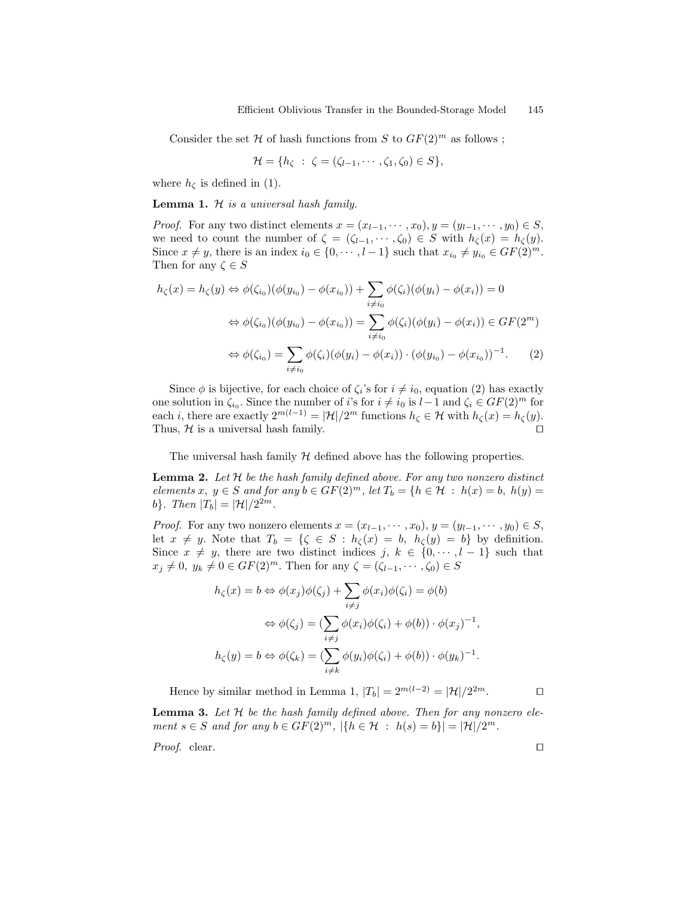Consider the set $\mathcal{H}$ of hash functions from $S$ to $GF(2)^m$ as follows ;

$$\mathcal{H} = \{h_\zeta \ : \ \zeta = (\zeta_{l-1}, \cdots, \zeta_1, \zeta_0) \in S\},$$

where $h_\zeta$ is defined in (1).

**Lemma 1.** *$\mathcal{H}$ is a universal hash family.*

*Proof.* For any two distinct elements $x = (x_{l-1}, \cdots, x_0), y = (y_{l-1}, \cdots, y_0) \in S$, we need to count the number of $\zeta = (\zeta_{l-1}, \cdots, \zeta_0) \in S$ with $h_\zeta(x) = h_\zeta(y)$. Since $x \neq y$, there is an index $i_0 \in \{0, \cdots, l-1\}$ such that $x_{i_0} \neq y_{i_0} \in GF(2)^m$. Then for any $\zeta \in S$

$$\begin{aligned}
h_\zeta(x) = h_\zeta(y) &\Leftrightarrow \phi(\zeta_{i_0})(\phi(y_{i_0}) - \phi(x_{i_0})) + \sum_{i \neq i_0} \phi(\zeta_i)(\phi(y_i) - \phi(x_i)) = 0 \\
&\Leftrightarrow \phi(\zeta_{i_0})(\phi(y_{i_0}) - \phi(x_{i_0})) = \sum_{i \neq i_0} \phi(\zeta_i)(\phi(y_i) - \phi(x_i)) \in GF(2^m) \\
&\Leftrightarrow \phi(\zeta_{i_0}) = \sum_{i \neq i_0} \phi(\zeta_i)(\phi(y_i) - \phi(x_i)) \cdot (\phi(y_{i_0}) - \phi(x_{i_0}))^{-1}. \qquad (2)
\end{aligned}$$

Since $\phi$ is bijective, for each choice of $\zeta_i$'s for $i \neq i_0$, equation (2) has exactly one solution in $\zeta_{i_0}$. Since the number of $i$'s for $i \neq i_0$ is $l-1$ and $\zeta_i \in GF(2)^m$ for each $i$, there are exactly $2^{m(l-1)} = |\mathcal{H}|/2^m$ functions $h_\zeta \in \mathcal{H}$ with $h_\zeta(x) = h_\zeta(y)$. Thus, $\mathcal{H}$ is a universal hash family. $\square$

The universal hash family $\mathcal{H}$ defined above has the following properties.

**Lemma 2.** *Let $\mathcal{H}$ be the hash family defined above. For any two nonzero distinct elements $x,\ y \in S$ and for any $b \in GF(2)^m$, let $T_b = \{h \in \mathcal{H} \ : \ h(x) = b,\ h(y) = b\}$. Then $|T_b| = |\mathcal{H}|/2^{2m}$.*

*Proof.* For any two nonzero elements $x = (x_{l-1}, \cdots, x_0), y = (y_{l-1}, \cdots, y_0) \in S$, let $x \neq y$. Note that $T_b = \{\zeta \in S : h_\zeta(x) = b,\ h_\zeta(y) = b\}$ by definition. Since $x \neq y$, there are two distinct indices $j,\ k \in \{0, \cdots, l-1\}$ such that $x_j \neq 0,\ y_k \neq 0 \in GF(2)^m$. Then for any $\zeta = (\zeta_{l-1}, \cdots, \zeta_0) \in S$

$$\begin{aligned}
h_\zeta(x) = b &\Leftrightarrow \phi(x_j)\phi(\zeta_j) + \sum_{i \neq j} \phi(x_i)\phi(\zeta_i) = \phi(b) \\
&\Leftrightarrow \phi(\zeta_j) = (\sum_{i \neq j} \phi(x_i)\phi(\zeta_i) + \phi(b)) \cdot \phi(x_j)^{-1}, \\
h_\zeta(y) = b &\Leftrightarrow \phi(\zeta_k) = (\sum_{i \neq k} \phi(y_i)\phi(\zeta_i) + \phi(b)) \cdot \phi(y_k)^{-1}.
\end{aligned}$$

Hence by similar method in Lemma 1, $|T_b| = 2^{m(l-2)} = |\mathcal{H}|/2^{2m}$. $\square$

**Lemma 3.** *Let $\mathcal{H}$ be the hash family defined above. Then for any nonzero element $s \in S$ and for any $b \in GF(2)^m$, $|\{h \in \mathcal{H} \ : \ h(s) = b\}| = |\mathcal{H}|/2^m$.*

*Proof.* clear. $\square$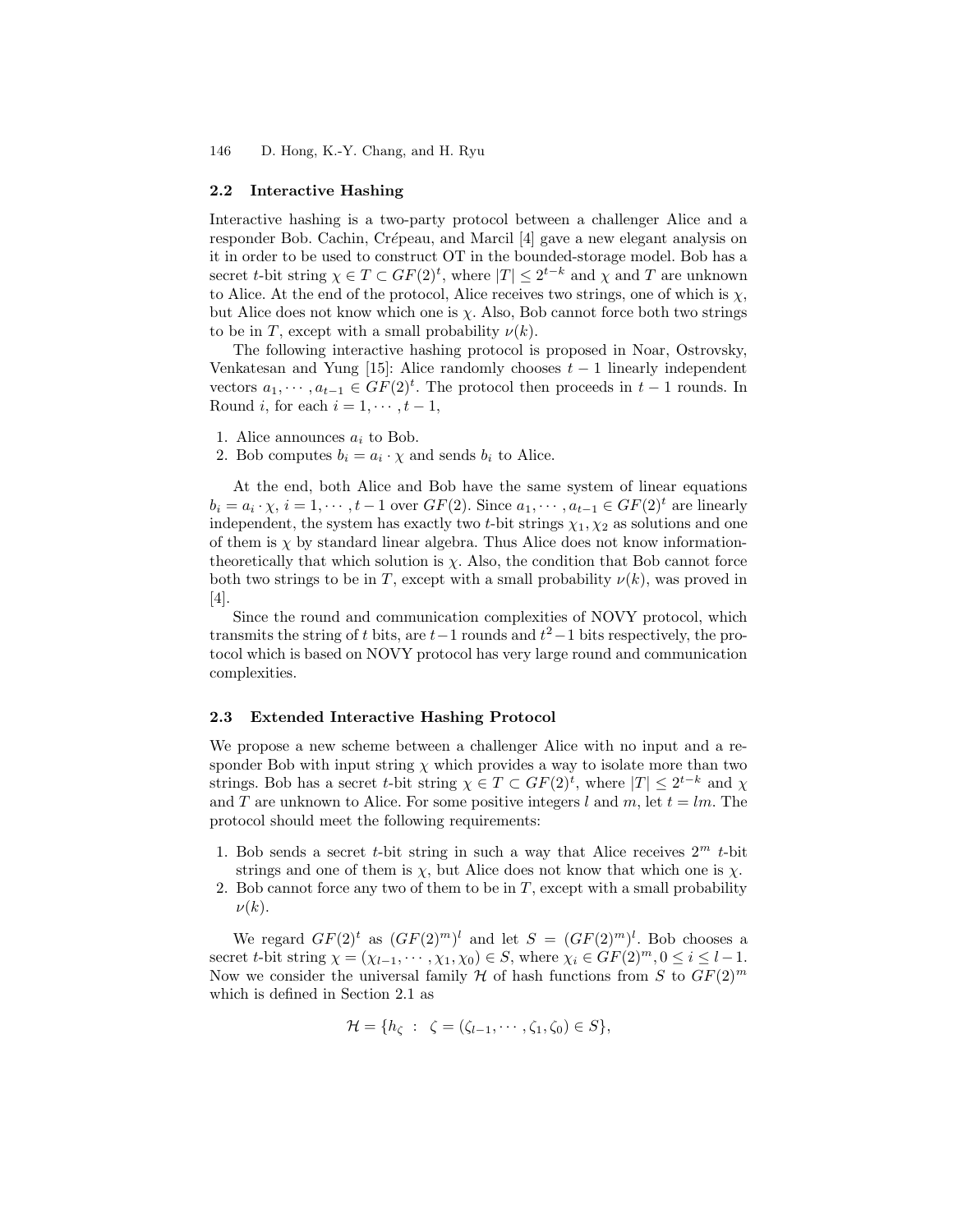### 2.2 Interactive Hashing

Interactive hashing is a two-party protocol between a challenger Alice and a responder Bob. Cachin, Crépeau, and Marcil [4] gave a new elegant analysis on it in order to be used to construct OT in the bounded-storage model. Bob has a secret $t$-bit string $\chi \in T \subset GF(2)^t$, where $|T| \leq 2^{t-k}$ and $\chi$ and $T$ are unknown to Alice. At the end of the protocol, Alice receives two strings, one of which is $\chi$, but Alice does not know which one is $\chi$. Also, Bob cannot force both two strings to be in $T$, except with a small probability $\nu(k)$.

The following interactive hashing protocol is proposed in Noar, Ostrovsky, Venkatesan and Yung [15]: Alice randomly chooses $t-1$ linearly independent vectors $a_1, \cdots, a_{t-1} \in GF(2)^t$. The protocol then proceeds in $t-1$ rounds. In Round $i$, for each $i = 1, \cdots, t-1$,

1. Alice announces $a_i$ to Bob.
2. Bob computes $b_i = a_i \cdot \chi$ and sends $b_i$ to Alice.

At the end, both Alice and Bob have the same system of linear equations $b_i = a_i \cdot \chi$, $i = 1, \cdots, t-1$ over $GF(2)$. Since $a_1, \cdots, a_{t-1} \in GF(2)^t$ are linearly independent, the system has exactly two $t$-bit strings $\chi_1, \chi_2$ as solutions and one of them is $\chi$ by standard linear algebra. Thus Alice does not know information-theoretically that which solution is $\chi$. Also, the condition that Bob cannot force both two strings to be in $T$, except with a small probability $\nu(k)$, was proved in [4].

Since the round and communication complexities of NOVY protocol, which transmits the string of $t$ bits, are $t-1$ rounds and $t^2-1$ bits respectively, the protocol which is based on NOVY protocol has very large round and communication complexities.

### 2.3 Extended Interactive Hashing Protocol

We propose a new scheme between a challenger Alice with no input and a responder Bob with input string $\chi$ which provides a way to isolate more than two strings. Bob has a secret $t$-bit string $\chi \in T \subset GF(2)^t$, where $|T| \leq 2^{t-k}$ and $\chi$ and $T$ are unknown to Alice. For some positive integers $l$ and $m$, let $t = lm$. The protocol should meet the following requirements:

1. Bob sends a secret $t$-bit string in such a way that Alice receives $2^m$ $t$-bit strings and one of them is $\chi$, but Alice does not know that which one is $\chi$.
2. Bob cannot force any two of them to be in $T$, except with a small probability $\nu(k)$.

We regard $GF(2)^t$ as $(GF(2)^m)^l$ and let $S = (GF(2)^m)^l$. Bob chooses a secret $t$-bit string $\chi = (\chi_{l-1}, \cdots, \chi_1, \chi_0) \in S$, where $\chi_i \in GF(2)^m, 0 \leq i \leq l-1$. Now we consider the universal family $\mathcal{H}$ of hash functions from $S$ to $GF(2)^m$ which is defined in Section 2.1 as

$$\mathcal{H} = \{h_\zeta \ : \ \zeta = (\zeta_{l-1}, \cdots, \zeta_1, \zeta_0) \in S\},$$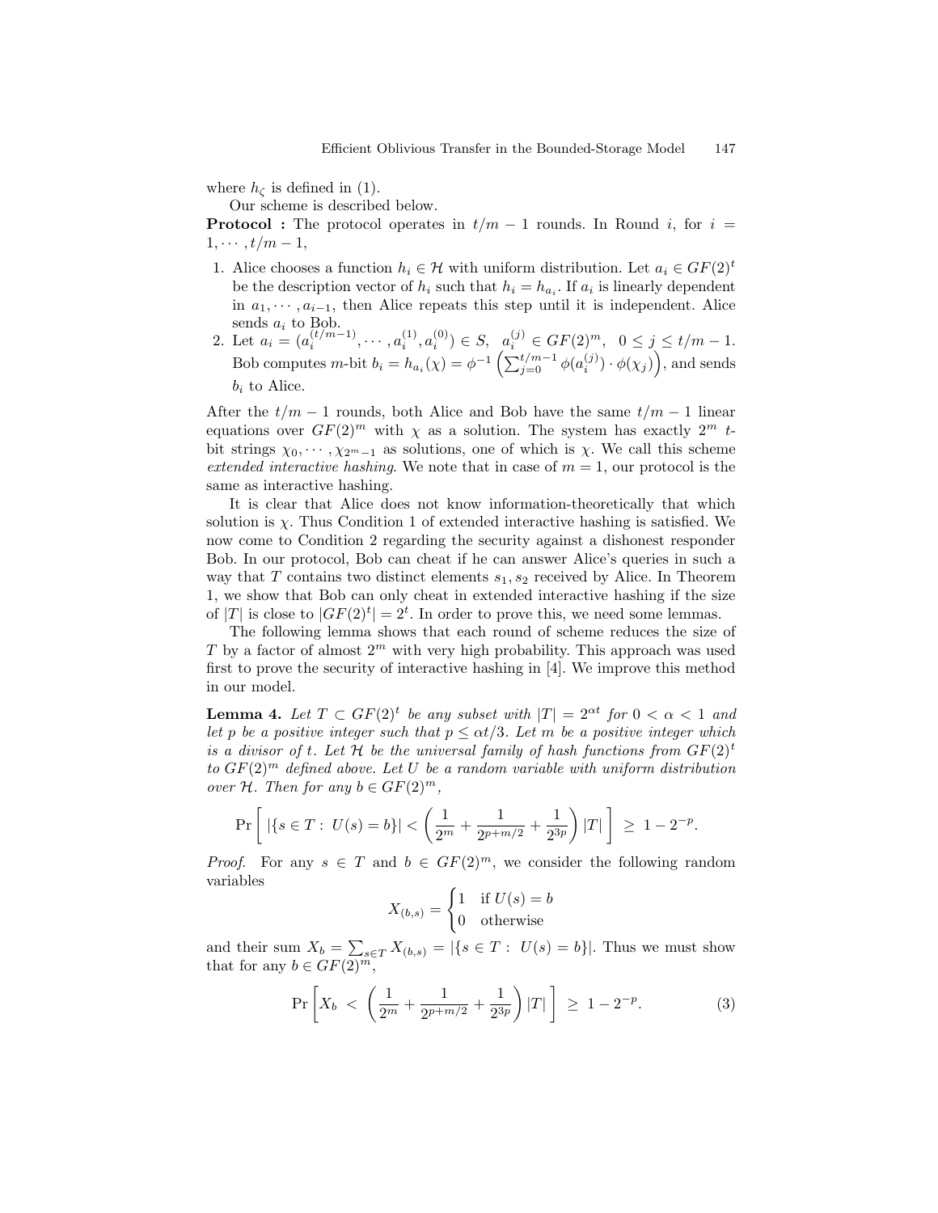where $h_\zeta$ is defined in (1).

Our scheme is described below.

**Protocol :** The protocol operates in $t/m - 1$ rounds. In Round $i$, for $i = 1, \cdots, t/m-1$,

1. Alice chooses a function $h_i \in \mathcal{H}$ with uniform distribution. Let $a_i \in GF(2)^t$ be the description vector of $h_i$ such that $h_i = h_{a_i}$. If $a_i$ is linearly dependent in $a_1, \cdots, a_{i-1}$, then Alice repeats this step until it is independent. Alice sends $a_i$ to Bob.
2. Let $a_i = (a_i^{(t/m-1)}, \cdots, a_i^{(1)}, a_i^{(0)}) \in S$, $a_i^{(j)} \in GF(2)^m$, $0 \le j \le t/m-1$. Bob computes $m$-bit $b_i = h_{a_i}(\chi) = \phi^{-1}\left(\sum_{j=0}^{t/m-1} \phi(a_i^{(j)}) \cdot \phi(\chi_j)\right)$, and sends $b_i$ to Alice.

After the $t/m-1$ rounds, both Alice and Bob have the same $t/m-1$ linear equations over $GF(2)^m$ with $\chi$ as a solution. The system has exactly $2^m$ $t$-bit strings $\chi_0, \cdots, \chi_{2^m-1}$ as solutions, one of which is $\chi$. We call this scheme *extended interactive hashing*. We note that in case of $m=1$, our protocol is the same as interactive hashing.

It is clear that Alice does not know information-theoretically that which solution is $\chi$. Thus Condition 1 of extended interactive hashing is satisfied. We now come to Condition 2 regarding the security against a dishonest responder Bob. In our protocol, Bob can cheat if he can answer Alice's queries in such a way that $T$ contains two distinct elements $s_1, s_2$ received by Alice. In Theorem 1, we show that Bob can only cheat in extended interactive hashing if the size of $|T|$ is close to $|GF(2)^t| = 2^t$. In order to prove this, we need some lemmas.

The following lemma shows that each round of scheme reduces the size of $T$ by a factor of almost $2^m$ with very high probability. This approach was used first to prove the security of interactive hashing in [4]. We improve this method in our model.

**Lemma 4.** *Let $T \subset GF(2)^t$ be any subset with $|T| = 2^{\alpha t}$ for $0 < \alpha < 1$ and let $p$ be a positive integer such that $p \le \alpha t/3$. Let $m$ be a positive integer which is a divisor of $t$. Let $\mathcal{H}$ be the universal family of hash functions from $GF(2)^t$ to $GF(2)^m$ defined above. Let $U$ be a random variable with uniform distribution over $\mathcal{H}$. Then for any $b \in GF(2)^m$,*

$$\Pr\left[\ |\{s \in T :\ U(s) = b\}| < \left(\frac{1}{2^m} + \frac{1}{2^{p+m/2}} + \frac{1}{2^{3p}}\right)|T|\ \right] \ \ge\ 1 - 2^{-p}.$$

*Proof.* For any $s \in T$ and $b \in GF(2)^m$, we consider the following random variables

$$X_{(b,s)} = \begin{cases} 1 & \text{if } U(s) = b \\ 0 & \text{otherwise} \end{cases}$$

and their sum $X_b = \sum_{s \in T} X_{(b,s)} = |\{s \in T :\ U(s) = b\}|$. Thus we must show that for any $b \in GF(2)^m$,

$$\Pr\left[X_b\ <\ \left(\frac{1}{2^m} + \frac{1}{2^{p+m/2}} + \frac{1}{2^{3p}}\right)|T|\right]\ \ge\ 1 - 2^{-p}. \tag{3}$$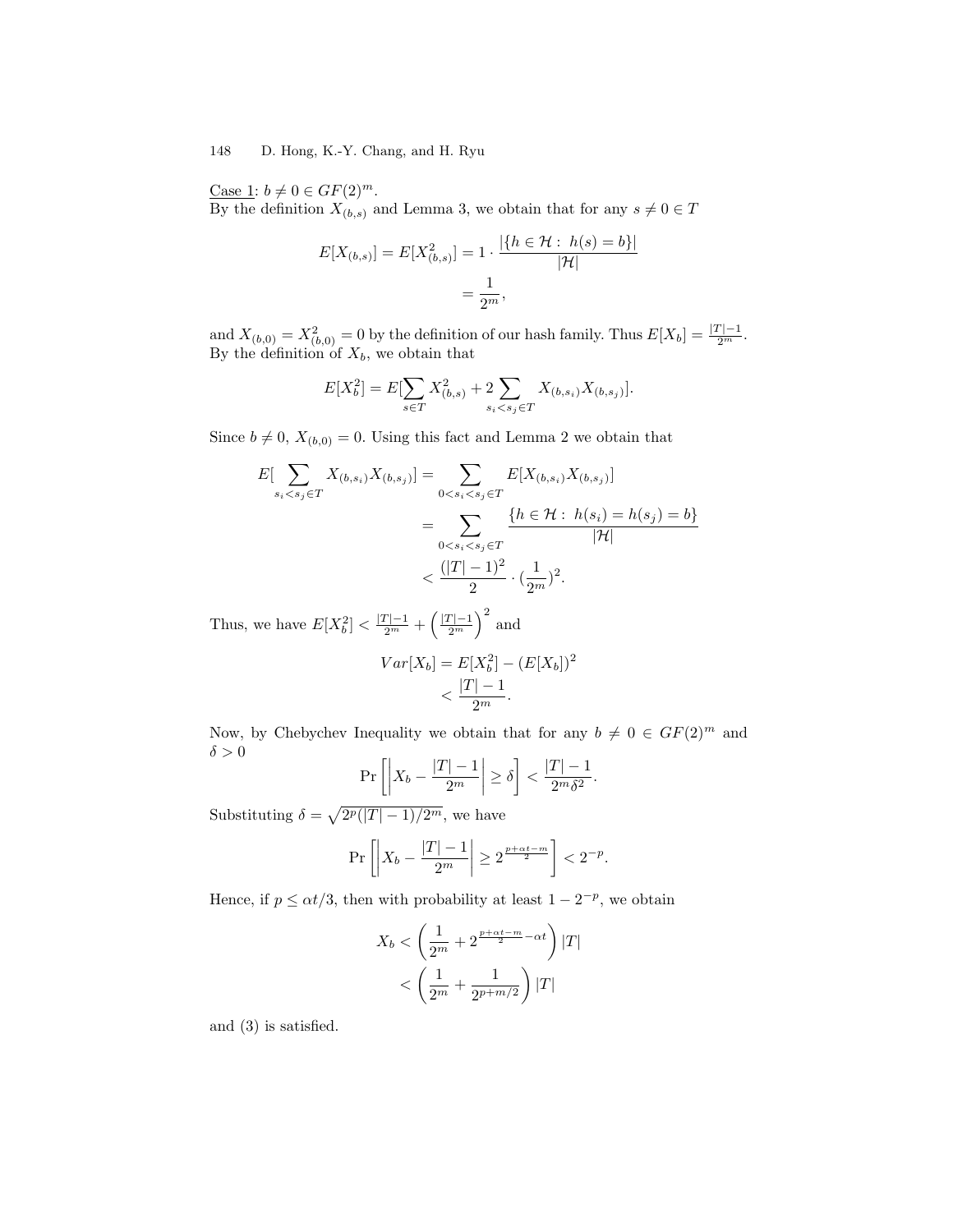Case 1: $b \neq 0 \in GF(2)^m$.

By the definition $X_{(b,s)}$ and Lemma 3, we obtain that for any $s \neq 0 \in T$

$$E[X_{(b,s)}] = E[X_{(b,s)}^2] = 1 \cdot \frac{|\{h \in \mathcal{H} : h(s) = b\}|}{|\mathcal{H}|} = \frac{1}{2^m},$$

and $X_{(b,0)} = X_{(b,0)}^2 = 0$ by the definition of our hash family. Thus $E[X_b] = \frac{|T|-1}{2^m}$. By the definition of $X_b$, we obtain that

$$E[X_b^2] = E[\sum_{s \in T} X_{(b,s)}^2 + 2 \sum_{s_i < s_j \in T} X_{(b,s_i)} X_{(b,s_j)}].$$

Since $b \neq 0$, $X_{(b,0)} = 0$. Using this fact and Lemma 2 we obtain that

$$\begin{aligned}
E[\sum_{s_i < s_j \in T} X_{(b,s_i)} X_{(b,s_j)}] &= \sum_{0 < s_i < s_j \in T} E[X_{(b,s_i)} X_{(b,s_j)}] \\
&= \sum_{0 < s_i < s_j \in T} \frac{\{h \in \mathcal{H} : h(s_i) = h(s_j) = b\}}{|\mathcal{H}|} \\
&< \frac{(|T|-1)^2}{2} \cdot (\frac{1}{2^m})^2.
\end{aligned}$$

Thus, we have $E[X_b^2] < \frac{|T|-1}{2^m} + \left(\frac{|T|-1}{2^m}\right)^2$ and

$$\begin{aligned}
Var[X_b] &= E[X_b^2] - (E[X_b])^2 \\
&< \frac{|T|-1}{2^m}.
\end{aligned}$$

Now, by Chebychev Inequality we obtain that for any $b \neq 0 \in GF(2)^m$ and $\delta > 0$

$$\Pr\left[\left|X_b - \frac{|T|-1}{2^m}\right| \geq \delta\right] < \frac{|T|-1}{2^m \delta^2}.$$

Substituting $\delta = \sqrt{2^p(|T|-1)/2^m}$, we have

$$\Pr\left[\left|X_b - \frac{|T|-1}{2^m}\right| \geq 2^{\frac{p+\alpha t-m}{2}}\right] < 2^{-p}.$$

Hence, if $p \leq \alpha t/3$, then with probability at least $1 - 2^{-p}$, we obtain

$$\begin{aligned}
X_b &< \left(\frac{1}{2^m} + 2^{\frac{p+\alpha t-m}{2} - \alpha t}\right)|T| \\
&< \left(\frac{1}{2^m} + \frac{1}{2^{p+m/2}}\right)|T|
\end{aligned}$$

and (3) is satisfied.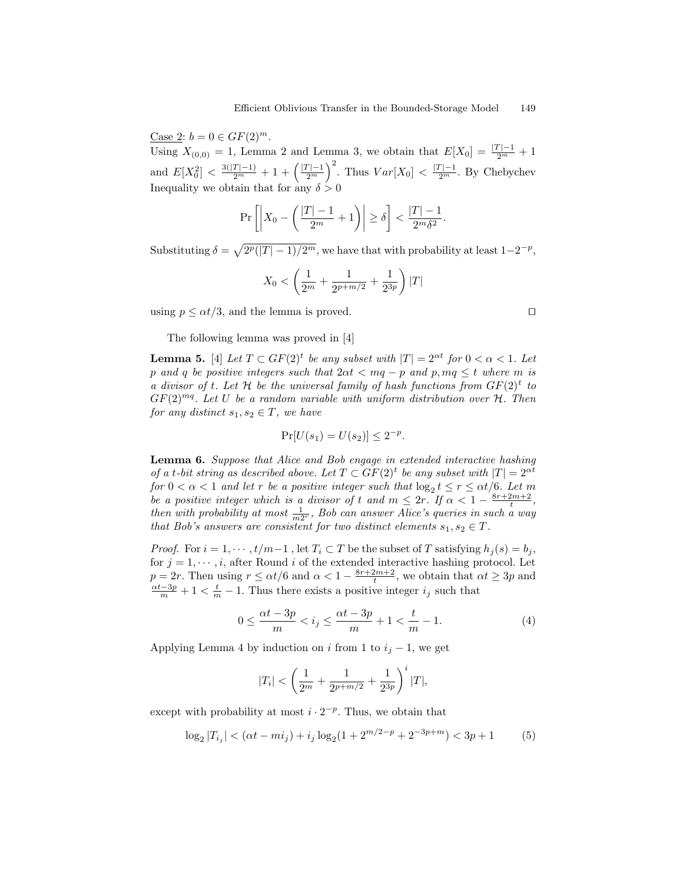Case 2: $b = 0 \in GF(2)^m$.
Using $X_{(0,0)} = 1$, Lemma 2 and Lemma 3, we obtain that $E[X_0] = \frac{|T|-1}{2^m} + 1$ and $E[X_0^2] < \frac{3(|T|-1)}{2^m} + 1 + \left(\frac{|T|-1}{2^m}\right)^2$. Thus $Var[X_0] < \frac{|T|-1}{2^m}$. By Chebychev Inequality we obtain that for any $\delta > 0$

$$\Pr\left[\left|X_0 - \left(\frac{|T|-1}{2^m} + 1\right)\right| \geq \delta\right] < \frac{|T|-1}{2^m \delta^2}.$$

Substituting $\delta = \sqrt{2^p(|T|-1)/2^m}$, we have that with probability at least $1-2^{-p}$,

$$X_0 < \left(\frac{1}{2^m} + \frac{1}{2^{p+m/2}} + \frac{1}{2^{3p}}\right)|T|$$

using $p \leq \alpha t/3$, and the lemma is proved. □

The following lemma was proved in [4]

**Lemma 5.** [4] *Let $T \subset GF(2)^t$ be any subset with $|T| = 2^{\alpha t}$ for $0 < \alpha < 1$. Let $p$ and $q$ be positive integers such that $2\alpha t < mq - p$ and $p, mq \leq t$ where $m$ is a divisor of $t$. Let $\mathcal{H}$ be the universal family of hash functions from $GF(2)^t$ to $GF(2)^{mq}$. Let $U$ be a random variable with uniform distribution over $\mathcal{H}$. Then for any distinct $s_1, s_2 \in T$, we have*

$$\Pr[U(s_1) = U(s_2)] \leq 2^{-p}.$$

**Lemma 6.** *Suppose that Alice and Bob engage in extended interactive hashing of a $t$-bit string as described above. Let $T \subset GF(2)^t$ be any subset with $|T| = 2^{\alpha t}$ for $0 < \alpha < 1$ and let $r$ be a positive integer such that $\log_2 t \leq r \leq \alpha t/6$. Let $m$ be a positive integer which is a divisor of $t$ and $m \leq 2r$. If $\alpha < 1 - \frac{8r+2m+2}{t}$, then with probability at most $\frac{1}{m2^r}$, Bob can answer Alice's queries in such a way that Bob's answers are consistent for two distinct elements $s_1, s_2 \in T$.*

*Proof.* For $i = 1, \cdots, t/m-1$, let $T_i \subset T$ be the subset of $T$ satisfying $h_j(s) = b_j$, for $j = 1, \cdots, i$, after Round $i$ of the extended interactive hashing protocol. Let $p = 2r$. Then using $r \leq \alpha t/6$ and $\alpha < 1 - \frac{8r+2m+2}{t}$, we obtain that $\alpha t \geq 3p$ and $\frac{\alpha t - 3p}{m} + 1 < \frac{t}{m} - 1$. Thus there exists a positive integer $i_j$ such that

$$0 \leq \frac{\alpha t - 3p}{m} < i_j \leq \frac{\alpha t - 3p}{m} + 1 < \frac{t}{m} - 1. \tag{4}$$

Applying Lemma 4 by induction on $i$ from 1 to $i_j - 1$, we get

$$|T_i| < \left(\frac{1}{2^m} + \frac{1}{2^{p+m/2}} + \frac{1}{2^{3p}}\right)^i |T|,$$

except with probability at most $i \cdot 2^{-p}$. Thus, we obtain that

$$\log_2 |T_{i_j}| < (\alpha t - m i_j) + i_j \log_2(1 + 2^{m/2-p} + 2^{-3p+m}) < 3p + 1 \tag{5}$$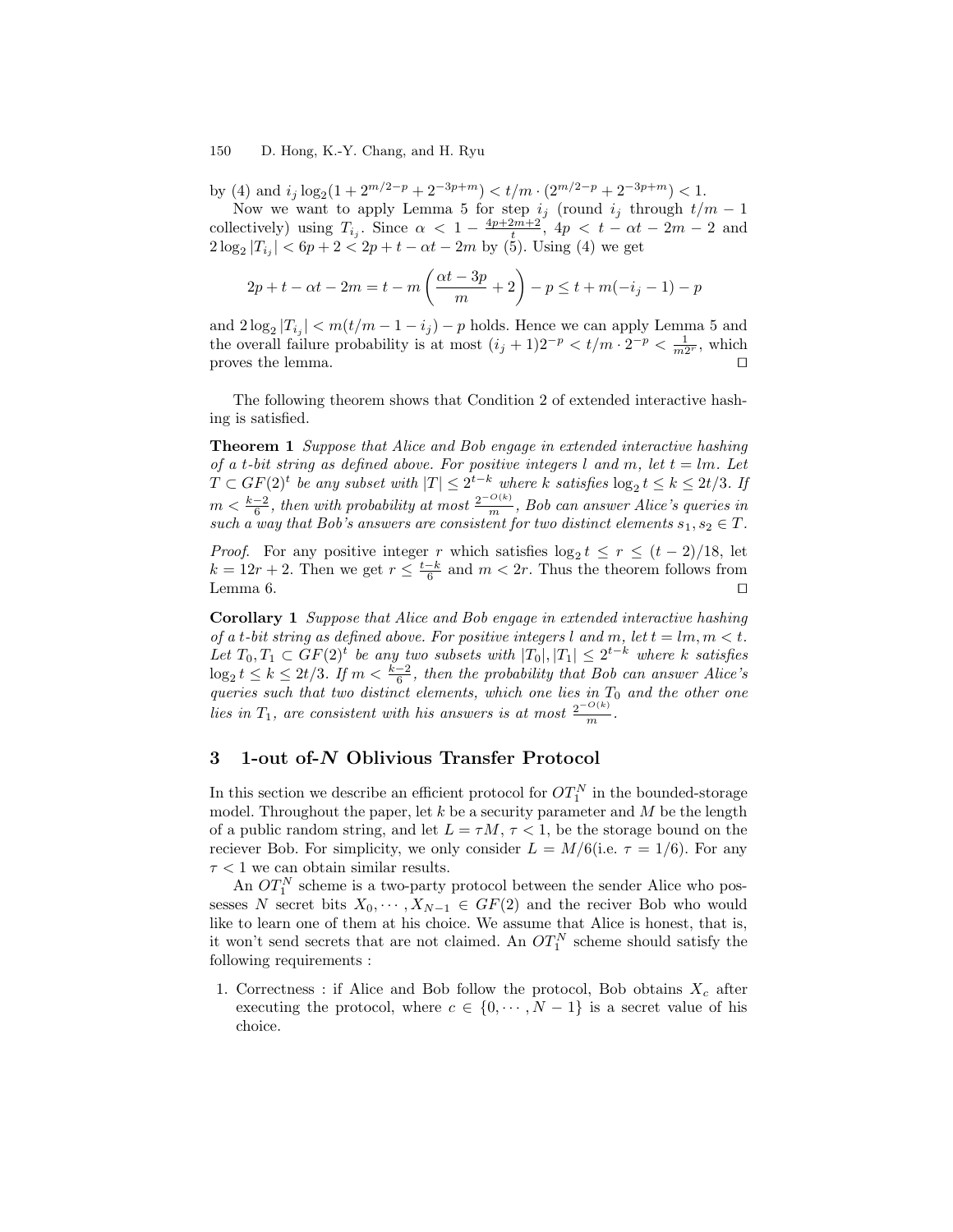by (4) and $i_j \log_2(1 + 2^{m/2-p} + 2^{-3p+m}) < t/m \cdot (2^{m/2-p} + 2^{-3p+m}) < 1$.

Now we want to apply Lemma 5 for step $i_j$ (round $i_j$ through $t/m - 1$ collectively) using $T_{i_j}$. Since $\alpha < 1 - \frac{4p+2m+2}{t}$, $4p < t - \alpha t - 2m - 2$ and $2\log_2 |T_{i_j}| < 6p + 2 < 2p + t - \alpha t - 2m$ by (5). Using (4) we get

$$2p + t - \alpha t - 2m = t - m\left(\frac{\alpha t - 3p}{m} + 2\right) - p \leq t + m(-i_j - 1) - p$$

and $2\log_2 |T_{i_j}| < m(t/m - 1 - i_j) - p$ holds. Hence we can apply Lemma 5 and the overall failure probability is at most $(i_j + 1)2^{-p} < t/m \cdot 2^{-p} < \frac{1}{m2^r}$, which proves the lemma. □

The following theorem shows that Condition 2 of extended interactive hashing is satisfied.

**Theorem 1** *Suppose that Alice and Bob engage in extended interactive hashing of a $t$-bit string as defined above. For positive integers $l$ and $m$, let $t = lm$. Let $T \subset GF(2)^t$ be any subset with $|T| \leq 2^{t-k}$ where $k$ satisfies $\log_2 t \leq k \leq 2t/3$. If $m < \frac{k-2}{6}$, then with probability at most $\frac{2^{-O(k)}}{m}$, Bob can answer Alice's queries in such a way that Bob's answers are consistent for two distinct elements $s_1, s_2 \in T$.*

*Proof.* For any positive integer $r$ which satisfies $\log_2 t \leq r \leq (t-2)/18$, let $k = 12r + 2$. Then we get $r \leq \frac{t-k}{6}$ and $m < 2r$. Thus the theorem follows from Lemma 6. □

**Corollary 1** *Suppose that Alice and Bob engage in extended interactive hashing of a $t$-bit string as defined above. For positive integers $l$ and $m$, let $t = lm, m < t$. Let $T_0, T_1 \subset GF(2)^t$ be any two subsets with $|T_0|, |T_1| \leq 2^{t-k}$ where $k$ satisfies $\log_2 t \leq k \leq 2t/3$. If $m < \frac{k-2}{6}$, then the probability that Bob can answer Alice's queries such that two distinct elements, which one lies in $T_0$ and the other one lies in $T_1$, are consistent with his answers is at most $\frac{2^{-O(k)}}{m}$.*

## 3 1-out of-$N$ Oblivious Transfer Protocol

In this section we describe an efficient protocol for $OT_1^N$ in the bounded-storage model. Throughout the paper, let $k$ be a security parameter and $M$ be the length of a public random string, and let $L = \tau M$, $\tau < 1$, be the storage bound on the reciever Bob. For simplicity, we only consider $L = M/6$(i.e. $\tau = 1/6$). For any $\tau < 1$ we can obtain similar results.

An $OT_1^N$ scheme is a two-party protocol between the sender Alice who possesses $N$ secret bits $X_0, \cdots, X_{N-1} \in GF(2)$ and the reciver Bob who would like to learn one of them at his choice. We assume that Alice is honest, that is, it won't send secrets that are not claimed. An $OT_1^N$ scheme should satisfy the following requirements :

1. Correctness : if Alice and Bob follow the protocol, Bob obtains $X_c$ after executing the protocol, where $c \in \{0, \cdots, N-1\}$ is a secret value of his choice.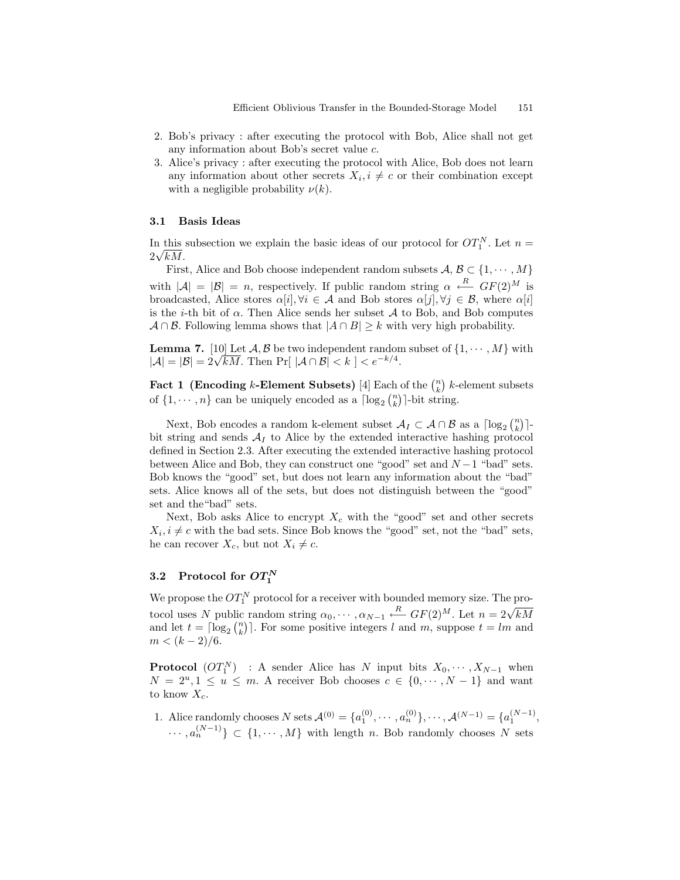2. Bob's privacy : after executing the protocol with Bob, Alice shall not get any information about Bob's secret value $c$.
3. Alice's privacy : after executing the protocol with Alice, Bob does not learn any information about other secrets $X_i, i \neq c$ or their combination except with a negligible probability $\nu(k)$.

### 3.1 Basis Ideas

In this subsection we explain the basic ideas of our protocol for $OT_1^N$. Let $n = 2\sqrt{kM}$.

First, Alice and Bob choose independent random subsets $\mathcal{A}, \mathcal{B} \subset \{1, \cdots, M\}$ with $|\mathcal{A}| = |\mathcal{B}| = n$, respectively. If public random string $\alpha \xleftarrow{R} GF(2)^M$ is broadcasted, Alice stores $\alpha[i], \forall i \in \mathcal{A}$ and Bob stores $\alpha[j], \forall j \in \mathcal{B}$, where $\alpha[i]$ is the $i$-th bit of $\alpha$. Then Alice sends her subset $\mathcal{A}$ to Bob, and Bob computes $\mathcal{A} \cap \mathcal{B}$. Following lemma shows that $|A \cap B| \geq k$ with very high probability.

**Lemma 7.** [10] Let $\mathcal{A}, \mathcal{B}$ be two independent random subset of $\{1, \cdots, M\}$ with $|\mathcal{A}| = |\mathcal{B}| = 2\sqrt{kM}$. Then $\Pr[\ |\mathcal{A} \cap \mathcal{B}| < k\ ] < e^{-k/4}$.

**Fact 1 (Encoding $k$-Element Subsets)** [4] Each of the $\binom{n}{k}$ $k$-element subsets of $\{1, \cdots, n\}$ can be uniquely encoded as a $\lceil \log_2 \binom{n}{k} \rceil$-bit string.

Next, Bob encodes a random k-element subset $\mathcal{A}_I \subset \mathcal{A} \cap \mathcal{B}$ as a $\lceil \log_2 \binom{n}{k} \rceil$-bit string and sends $\mathcal{A}_I$ to Alice by the extended interactive hashing protocol defined in Section 2.3. After executing the extended interactive hashing protocol between Alice and Bob, they can construct one "good" set and $N-1$ "bad" sets. Bob knows the "good" set, but does not learn any information about the "bad" sets. Alice knows all of the sets, but does not distinguish between the "good" set and the"bad" sets.

Next, Bob asks Alice to encrypt $X_c$ with the "good" set and other secrets $X_i, i \neq c$ with the bad sets. Since Bob knows the "good" set, not the "bad" sets, he can recover $X_c$, but not $X_i \neq c$.

### 3.2 Protocol for $OT_1^N$

We propose the $OT_1^N$ protocol for a receiver with bounded memory size. The protocol uses $N$ public random string $\alpha_0, \cdots, \alpha_{N-1} \xleftarrow{R} GF(2)^M$. Let $n = 2\sqrt{kM}$ and let $t = \lceil \log_2 \binom{n}{k} \rceil$. For some positive integers $l$ and $m$, suppose $t = lm$ and $m < (k-2)/6$.

**Protocol** ($OT_1^N$) : A sender Alice has $N$ input bits $X_0, \cdots, X_{N-1}$ when $N = 2^u, 1 \leq u \leq m$. A receiver Bob chooses $c \in \{0, \cdots, N-1\}$ and want to know $X_c$.

1. Alice randomly chooses $N$ sets $\mathcal{A}^{(0)} = \{a_1^{(0)}, \cdots, a_n^{(0)}\}, \cdots, \mathcal{A}^{(N-1)} = \{a_1^{(N-1)}, \cdots, a_n^{(N-1)}\} \subset \{1, \cdots, M\}$ with length $n$. Bob randomly chooses $N$ sets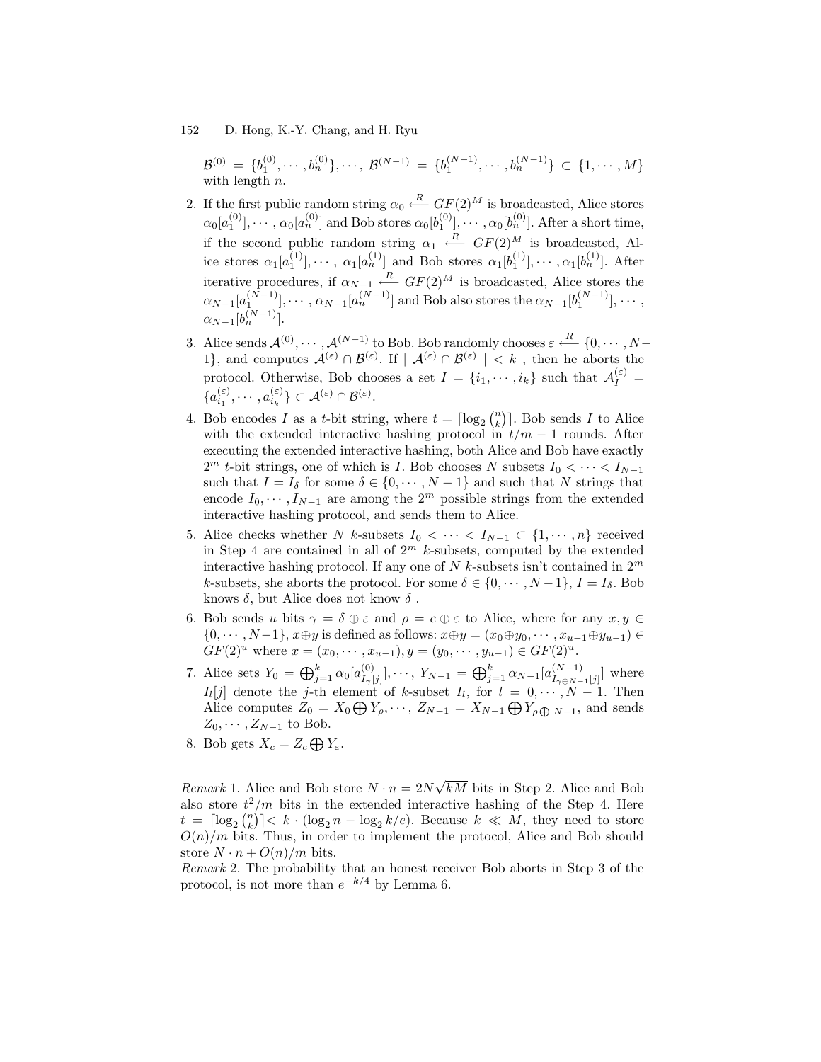$\mathcal{B}^{(0)} = \{b_1^{(0)}, \cdots, b_n^{(0)}\}, \cdots, \mathcal{B}^{(N-1)} = \{b_1^{(N-1)}, \cdots, b_n^{(N-1)}\} \subset \{1, \cdots, M\}$ with length $n$.

2. If the first public random string $\alpha_0 \xleftarrow{R} GF(2)^M$ is broadcasted, Alice stores $\alpha_0[a_1^{(0)}], \cdots, \alpha_0[a_n^{(0)}]$ and Bob stores $\alpha_0[b_1^{(0)}], \cdots, \alpha_0[b_n^{(0)}]$. After a short time, if the second public random string $\alpha_1 \xleftarrow{R} GF(2)^M$ is broadcasted, Alice stores $\alpha_1[a_1^{(1)}], \cdots, \alpha_1[a_n^{(1)}]$ and Bob stores $\alpha_1[b_1^{(1)}], \cdots, \alpha_1[b_n^{(1)}]$. After iterative procedures, if $\alpha_{N-1} \xleftarrow{R} GF(2)^M$ is broadcasted, Alice stores the $\alpha_{N-1}[a_1^{(N-1)}], \cdots, \alpha_{N-1}[a_n^{(N-1)}]$ and Bob also stores the $\alpha_{N-1}[b_1^{(N-1)}], \cdots, \alpha_{N-1}[b_n^{(N-1)}]$.
3. Alice sends $\mathcal{A}^{(0)}, \cdots, \mathcal{A}^{(N-1)}$ to Bob. Bob randomly chooses $\varepsilon \xleftarrow{R} \{0, \cdots, N-1\}$, and computes $\mathcal{A}^{(\varepsilon)} \cap \mathcal{B}^{(\varepsilon)}$. If $\mid \mathcal{A}^{(\varepsilon)} \cap \mathcal{B}^{(\varepsilon)} \mid < k$ , then he aborts the protocol. Otherwise, Bob chooses a set $I = \{i_1, \cdots, i_k\}$ such that $\mathcal{A}_I^{(\varepsilon)} = \{a_{i_1}^{(\varepsilon)}, \cdots, a_{i_k}^{(\varepsilon)}\} \subset \mathcal{A}^{(\varepsilon)} \cap \mathcal{B}^{(\varepsilon)}$.
4. Bob encodes $I$ as a $t$-bit string, where $t = \lceil \log_2 \binom{n}{k} \rceil$. Bob sends $I$ to Alice with the extended interactive hashing protocol in $t/m - 1$ rounds. After executing the extended interactive hashing, both Alice and Bob have exactly $2^m$ $t$-bit strings, one of which is $I$. Bob chooses $N$ subsets $I_0 < \cdots < I_{N-1}$ such that $I = I_\delta$ for some $\delta \in \{0, \cdots, N-1\}$ and such that $N$ strings that encode $I_0, \cdots, I_{N-1}$ are among the $2^m$ possible strings from the extended interactive hashing protocol, and sends them to Alice.
5. Alice checks whether $N$ $k$-subsets $I_0 < \cdots < I_{N-1} \subset \{1, \cdots, n\}$ received in Step 4 are contained in all of $2^m$ $k$-subsets, computed by the extended interactive hashing protocol. If any one of $N$ $k$-subsets isn't contained in $2^m$ $k$-subsets, she aborts the protocol. For some $\delta \in \{0, \cdots, N-1\}$, $I = I_\delta$. Bob knows $\delta$, but Alice does not know $\delta$ .
6. Bob sends $u$ bits $\gamma = \delta \oplus \varepsilon$ and $\rho = c \oplus \varepsilon$ to Alice, where for any $x, y \in \{0, \cdots, N-1\}$, $x \oplus y$ is defined as follows: $x \oplus y = (x_0 \oplus y_0, \cdots, x_{u-1} \oplus y_{u-1}) \in GF(2)^u$ where $x = (x_0, \cdots, x_{u-1}), y = (y_0, \cdots, y_{u-1}) \in GF(2)^u$.
7. Alice sets $Y_0 = \bigoplus_{j=1}^k \alpha_0[a_{I_\gamma[j]}^{(0)}], \cdots, Y_{N-1} = \bigoplus_{j=1}^k \alpha_{N-1}[a_{I_{\gamma \oplus N-1}[j]}^{(N-1)}]$ where $I_l[j]$ denote the $j$-th element of $k$-subset $I_l$, for $l = 0, \cdots, N-1$. Then Alice computes $Z_0 = X_0 \bigoplus Y_\rho, \cdots, Z_{N-1} = X_{N-1} \bigoplus Y_{\rho \bigoplus N-1}$, and sends $Z_0, \cdots, Z_{N-1}$ to Bob.
8. Bob gets $X_c = Z_c \bigoplus Y_\varepsilon$.

*Remark* 1. Alice and Bob store $N \cdot n = 2N\sqrt{kM}$ bits in Step 2. Alice and Bob also store $t^2/m$ bits in the extended interactive hashing of the Step 4. Here $t = \lceil \log_2 \binom{n}{k} \rceil < k \cdot (\log_2 n - \log_2 k/e)$. Because $k \ll M$, they need to store $O(n)/m$ bits. Thus, in order to implement the protocol, Alice and Bob should store $N \cdot n + O(n)/m$ bits.

*Remark* 2. The probability that an honest receiver Bob aborts in Step 3 of the protocol, is not more than $e^{-k/4}$ by Lemma 6.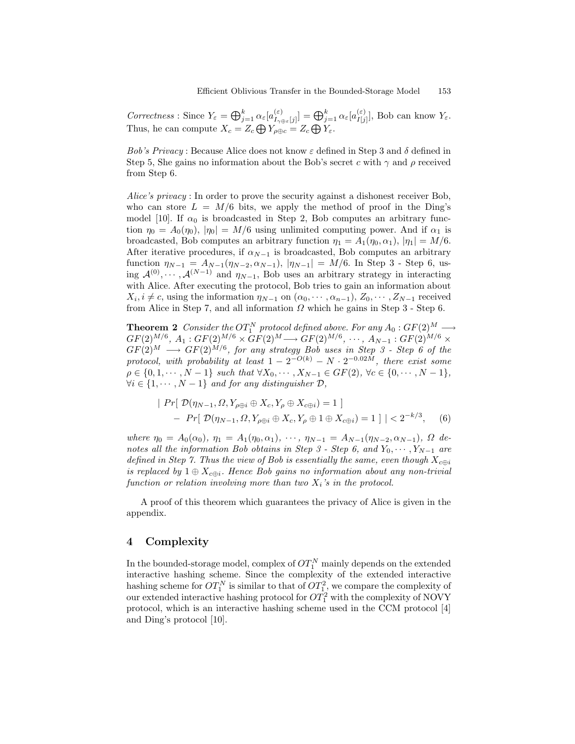*Correctness* : Since $Y_\varepsilon = \bigoplus_{j=1}^{k} \alpha_\varepsilon[a^{(\varepsilon)}_{I_{\gamma\oplus\varepsilon}[j]}] = \bigoplus_{j=1}^{k} \alpha_\varepsilon[a^{(\varepsilon)}_{I[j]}]$, Bob can know $Y_\varepsilon$. Thus, he can compute $X_c = Z_c \bigoplus Y_{\rho\oplus c} = Z_c \bigoplus Y_\varepsilon$.

*Bob's Privacy* : Because Alice does not know $\varepsilon$ defined in Step 3 and $\delta$ defined in Step 5, She gains no information about the Bob's secret $c$ with $\gamma$ and $\rho$ received from Step 6.

*Alice's privacy* : In order to prove the security against a dishonest receiver Bob, who can store $L = M/6$ bits, we apply the method of proof in the Ding's model [10]. If $\alpha_0$ is broadcasted in Step 2, Bob computes an arbitrary function $\eta_0 = A_0(\eta_0)$, $|\eta_0| = M/6$ using unlimited computing power. And if $\alpha_1$ is broadcasted, Bob computes an arbitrary function $\eta_1 = A_1(\eta_0, \alpha_1)$, $|\eta_1| = M/6$. After iterative procedures, if $\alpha_{N-1}$ is broadcasted, Bob computes an arbitrary function $\eta_{N-1} = A_{N-1}(\eta_{N-2}, \alpha_{N-1})$, $|\eta_{N-1}| = M/6$. In Step 3 - Step 6, using $\mathcal{A}^{(0)}, \cdots, \mathcal{A}^{(N-1)}$ and $\eta_{N-1}$, Bob uses an arbitrary strategy in interacting with Alice. After executing the protocol, Bob tries to gain an information about $X_i, i \neq c$, using the information $\eta_{N-1}$ on $(\alpha_0, \cdots, \alpha_{n-1})$, $Z_0, \cdots, Z_{N-1}$ received from Alice in Step 7, and all information $\Omega$ which he gains in Step 3 - Step 6.

**Theorem 2** *Consider the $OT_1^N$ protocol defined above. For any $A_0 : GF(2)^M \longrightarrow GF(2)^{M/6}$, $A_1 : GF(2)^{M/6} \times GF(2)^M \longrightarrow GF(2)^{M/6}$, $\cdots$, $A_{N-1} : GF(2)^{M/6} \times GF(2)^M \longrightarrow GF(2)^{M/6}$, for any strategy Bob uses in Step 3 - Step 6 of the protocol, with probability at least $1 - 2^{-O(k)} - N \cdot 2^{-0.02M}$, there exist some $\rho \in \{0, 1, \cdots, N-1\}$ such that $\forall X_0, \cdots, X_{N-1} \in GF(2)$, $\forall c \in \{0, \cdots, N-1\}$, $\forall i \in \{1, \cdots, N-1\}$ and for any distinguisher $\mathcal{D}$,*

$$\begin{aligned} |\ &Pr[\ \mathcal{D}(\eta_{N-1}, \Omega, Y_{\rho\oplus i} \oplus X_c, Y_\rho \oplus X_{c\oplus i}) = 1\ ] \\ &-\ Pr[\ \mathcal{D}(\eta_{N-1}, \Omega, Y_{\rho\oplus i} \oplus X_c, Y_\rho \oplus 1 \oplus X_{c\oplus i}) = 1\ ]\ | < 2^{-k/3}, \qquad (6) \end{aligned}$$

*where $\eta_0 = A_0(\alpha_0)$, $\eta_1 = A_1(\eta_0, \alpha_1)$, $\cdots$, $\eta_{N-1} = A_{N-1}(\eta_{N-2}, \alpha_{N-1})$, $\Omega$ denotes all the information Bob obtains in Step 3 - Step 6, and $Y_0, \cdots, Y_{N-1}$ are defined in Step 7. Thus the view of Bob is essentially the same, even though $X_{c\oplus i}$ is replaced by $1 \oplus X_{c\oplus i}$. Hence Bob gains no information about any non-trivial function or relation involving more than two $X_i$'s in the protocol.*

A proof of this theorem which guarantees the privacy of Alice is given in the appendix.

## 4 Complexity

In the bounded-storage model, complex of $OT_1^N$ mainly depends on the extended interactive hashing scheme. Since the complexity of the extended interactive hashing scheme for $OT_1^N$ is similar to that of $OT_1^2$, we compare the complexity of our extended interactive hashing protocol for $OT_1^2$ with the complexity of NOVY protocol, which is an interactive hashing scheme used in the CCM protocol [4] and Ding's protocol [10].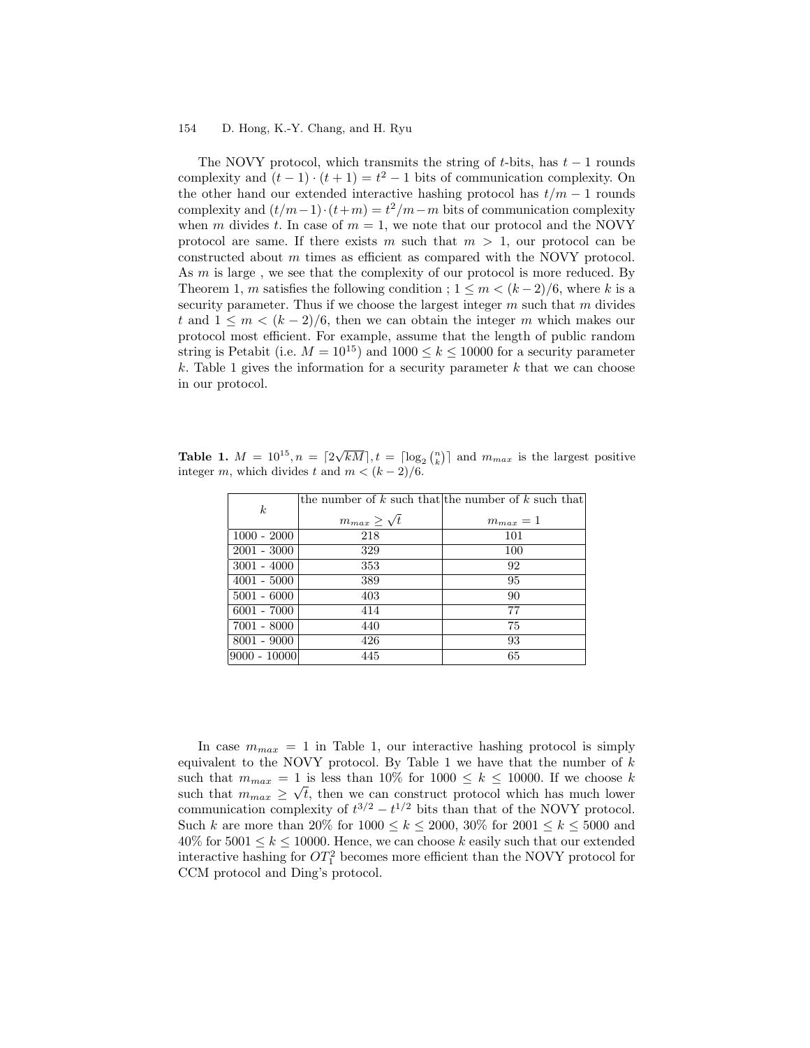The NOVY protocol, which transmits the string of $t$-bits, has $t-1$ rounds complexity and $(t-1)\cdot(t+1) = t^2 - 1$ bits of communication complexity. On the other hand our extended interactive hashing protocol has $t/m - 1$ rounds complexity and $(t/m-1)\cdot(t+m) = t^2/m - m$ bits of communication complexity when $m$ divides $t$. In case of $m = 1$, we note that our protocol and the NOVY protocol are same. If there exists $m$ such that $m > 1$, our protocol can be constructed about $m$ times as efficient as compared with the NOVY protocol. As $m$ is large , we see that the complexity of our protocol is more reduced. By Theorem 1, $m$ satisfies the following condition ; $1 \le m < (k-2)/6$, where $k$ is a security parameter. Thus if we choose the largest integer $m$ such that $m$ divides $t$ and $1 \le m < (k-2)/6$, then we can obtain the integer $m$ which makes our protocol most efficient. For example, assume that the length of public random string is Petabit (i.e. $M = 10^{15}$) and $1000 \le k \le 10000$ for a security parameter $k$. Table 1 gives the information for a security parameter $k$ that we can choose in our protocol.

**Table 1.** $M = 10^{15}, n = \lceil 2\sqrt{kM} \rceil, t = \lceil \log_2 \binom{n}{k} \rceil$ and $m_{max}$ is the largest positive integer $m$, which divides $t$ and $m < (k-2)/6$.

| $k$ | the number of $k$ such that $m_{max} \ge \sqrt{t}$ | the number of $k$ such that $m_{max} = 1$ |
|---|---|---|
| 1000 - 2000 | 218 | 101 |
| 2001 - 3000 | 329 | 100 |
| 3001 - 4000 | 353 | 92 |
| 4001 - 5000 | 389 | 95 |
| 5001 - 6000 | 403 | 90 |
| 6001 - 7000 | 414 | 77 |
| 7001 - 8000 | 440 | 75 |
| 8001 - 9000 | 426 | 93 |
| 9000 - 10000 | 445 | 65 |

In case $m_{max} = 1$ in Table 1, our interactive hashing protocol is simply equivalent to the NOVY protocol. By Table 1 we have that the number of $k$ such that $m_{max} = 1$ is less than 10% for $1000 \le k \le 10000$. If we choose $k$ such that $m_{max} \ge \sqrt{t}$, then we can construct protocol which has much lower communication complexity of $t^{3/2} - t^{1/2}$ bits than that of the NOVY protocol. Such $k$ are more than 20% for $1000 \le k \le 2000$, 30% for $2001 \le k \le 5000$ and 40% for $5001 \le k \le 10000$. Hence, we can choose $k$ easily such that our extended interactive hashing for $OT_1^2$ becomes more efficient than the NOVY protocol for CCM protocol and Ding's protocol.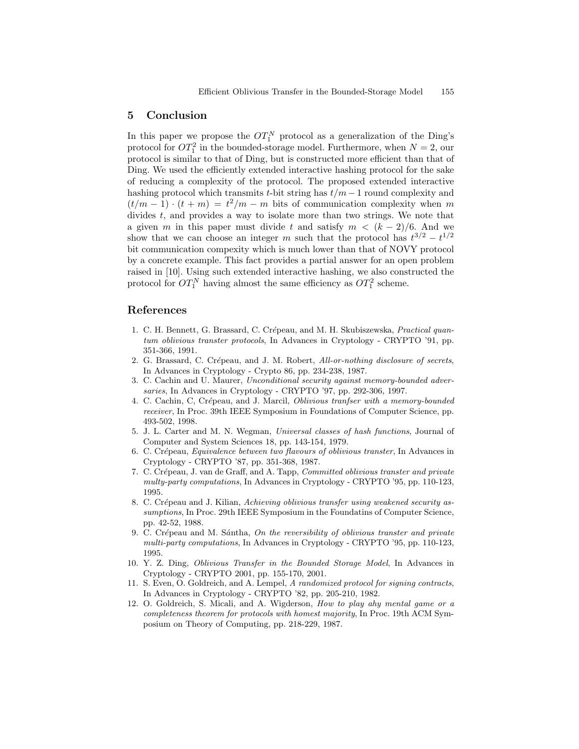## 5 Conclusion

In this paper we propose the $OT_1^N$ protocol as a generalization of the Ding's protocol for $OT_1^2$ in the bounded-storage model. Furthermore, when $N = 2$, our protocol is similar to that of Ding, but is constructed more efficient than that of Ding. We used the efficiently extended interactive hashing protocol for the sake of reducing a complexity of the protocol. The proposed extended interactive hashing protocol which transmits $t$-bit string has $t/m - 1$ round complexity and $(t/m - 1) \cdot (t + m) = t^2/m - m$ bits of communication complexity when $m$ divides $t$, and provides a way to isolate more than two strings. We note that a given $m$ in this paper must divide $t$ and satisfy $m < (k - 2)/6$. And we show that we can choose an integer $m$ such that the protocol has $t^{3/2} - t^{1/2}$ bit communication compexity which is much lower than that of NOVY protocol by a concrete example. This fact provides a partial answer for an open problem raised in [10]. Using such extended interactive hashing, we also constructed the protocol for $OT_1^N$ having almost the same efficiency as $OT_1^2$ scheme.

## References

1. C. H. Bennett, G. Brassard, C. Crépeau, and M. H. Skubiszewska, *Practical quantum oblivious transter protocols*, In Advances in Cryptology - CRYPTO '91, pp. 351-366, 1991.
2. G. Brassard, C. Crépeau, and J. M. Robert, *All-or-nothing disclosure of secrets*, In Advances in Cryptology - Crypto 86, pp. 234-238, 1987.
3. C. Cachin and U. Maurer, *Unconditional security against memory-bounded adversaries*, In Advances in Cryptology - CRYPTO '97, pp. 292-306, 1997.
4. C. Cachin, C, Crépeau, and J. Marcil, *Oblivious tranfser with a memory-bounded receiver*, In Proc. 39th IEEE Symposium in Foundations of Computer Science, pp. 493-502, 1998.
5. J. L. Carter and M. N. Wegman, *Universal classes of hash functions*, Journal of Computer and System Sciences 18, pp. 143-154, 1979.
6. C. Crépeau, *Equivalence between two flavours of oblivious transter*, In Advances in Cryptology - CRYPTO '87, pp. 351-368, 1987.
7. C. Crépeau, J. van de Graff, and A. Tapp, *Committed oblivious transter and private multy-party computations*, In Advances in Cryptology - CRYPTO '95, pp. 110-123, 1995.
8. C. Crépeau and J. Kilian, *Achieving oblivious transfer using weakened security assumptions*, In Proc. 29th IEEE Symposium in the Foundatins of Computer Science, pp. 42-52, 1988.
9. C. Crépeau and M. Sántha, *On the reversibility of oblivious transter and private multi-party computations*, In Advances in Cryptology - CRYPTO '95, pp. 110-123, 1995.
10. Y. Z. Ding, *Oblivious Transfer in the Bounded Storage Model*, In Advances in Cryptology - CRYPTO 2001, pp. 155-170, 2001.
11. S. Even, O. Goldreich, and A. Lempel, *A randomized protocol for signing contracts*, In Advances in Cryptology - CRYPTO '82, pp. 205-210, 1982.
12. O. Goldreich, S. Micali, and A. Wigderson, *How to play ahy mental game or a completeness theorem for protocols with homest majority*, In Proc. 19th ACM Symposium on Theory of Computing, pp. 218-229, 1987.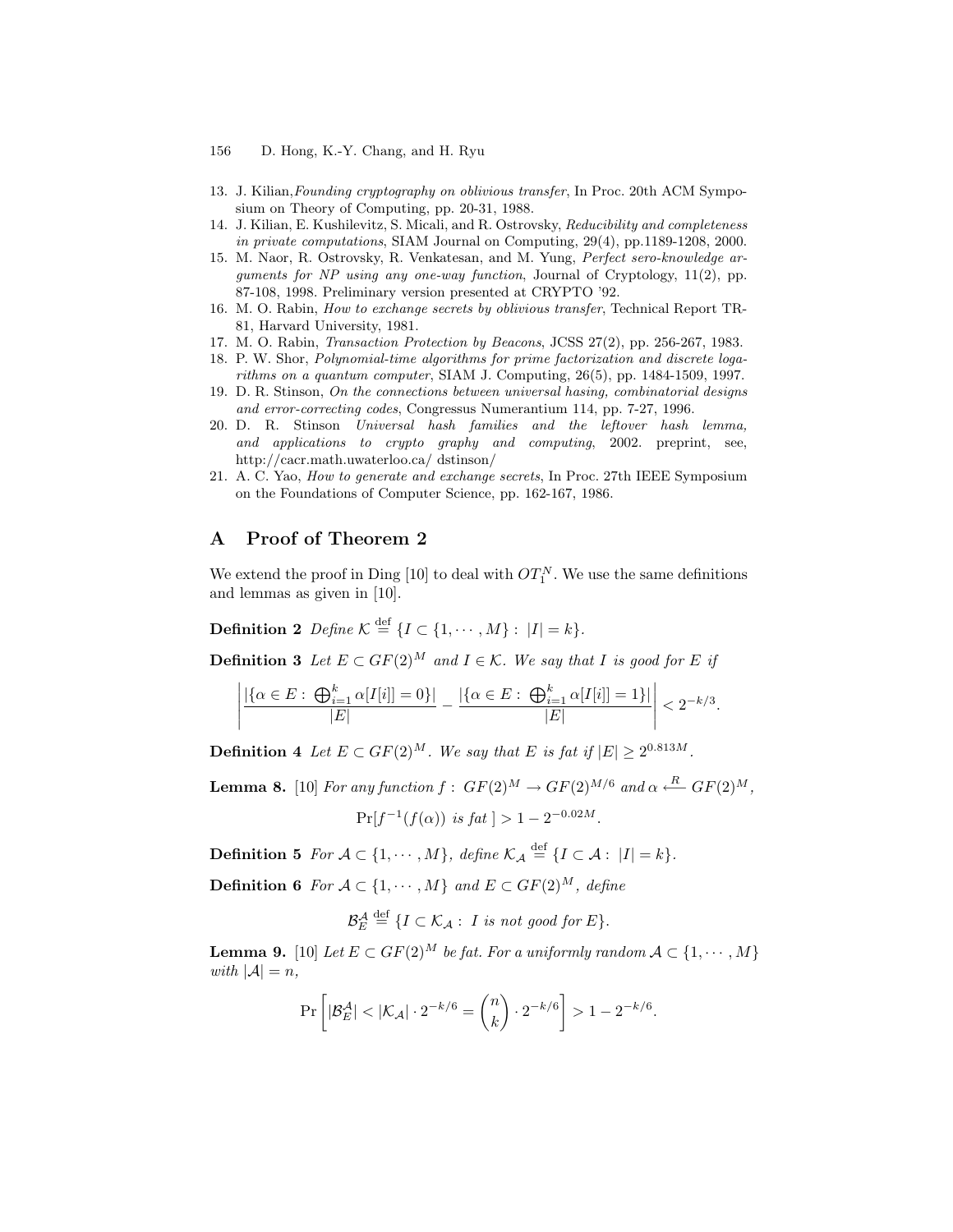13. J. Kilian, *Founding cryptography on oblivious transfer*, In Proc. 20th ACM Symposium on Theory of Computing, pp. 20-31, 1988.
14. J. Kilian, E. Kushilevitz, S. Micali, and R. Ostrovsky, *Reducibility and completeness in private computations*, SIAM Journal on Computing, 29(4), pp.1189-1208, 2000.
15. M. Naor, R. Ostrovsky, R. Venkatesan, and M. Yung, *Perfect sero-knowledge arguments for NP using any one-way function*, Journal of Cryptology, 11(2), pp. 87-108, 1998. Preliminary version presented at CRYPTO '92.
16. M. O. Rabin, *How to exchange secrets by oblivious transfer*, Technical Report TR-81, Harvard University, 1981.
17. M. O. Rabin, *Transaction Protection by Beacons*, JCSS 27(2), pp. 256-267, 1983.
18. P. W. Shor, *Polynomial-time algorithms for prime factorization and discrete logarithms on a quantum computer*, SIAM J. Computing, 26(5), pp. 1484-1509, 1997.
19. D. R. Stinson, *On the connections between universal hasing, combinatorial designs and error-correcting codes*, Congressus Numerantium 114, pp. 7-27, 1996.
20. D. R. Stinson *Universal hash families and the leftover hash lemma, and applications to crypto graphy and computing*, 2002. preprint, see, http://cacr.math.uwaterloo.ca/ dstinson/
21. A. C. Yao, *How to generate and exchange secrets*, In Proc. 27th IEEE Symposium on the Foundations of Computer Science, pp. 162-167, 1986.

## A Proof of Theorem 2

We extend the proof in Ding [10] to deal with $OT_1^N$. We use the same definitions and lemmas as given in [10].

**Definition 2** *Define* $\mathcal{K} \overset{\text{def}}{=} \{I \subset \{1, \cdots, M\} : |I| = k\}$.

**Definition 3** *Let* $E \subset GF(2)^M$ *and* $I \in \mathcal{K}$. *We say that* $I$ *is good for* $E$ *if*

$$\left| \frac{|\{\alpha \in E : \bigoplus_{i=1}^{k} \alpha[I[i]] = 0\}|}{|E|} - \frac{|\{\alpha \in E : \bigoplus_{i=1}^{k} \alpha[I[i]] = 1\}|}{|E|} \right| < 2^{-k/3}.$$

**Definition 4** *Let* $E \subset GF(2)^M$. *We say that* $E$ *is fat if* $|E| \geq 2^{0.813M}$.

**Lemma 8.** [10] *For any function* $f : GF(2)^M \to GF(2)^{M/6}$ *and* $\alpha \overset{R}{\longleftarrow} GF(2)^M$,

$$\Pr[f^{-1}(f(\alpha)) \text{ is fat }] > 1 - 2^{-0.02M}.$$

**Definition 5** *For* $\mathcal{A} \subset \{1, \cdots, M\}$, *define* $\mathcal{K}_{\mathcal{A}} \overset{\text{def}}{=} \{I \subset \mathcal{A} : |I| = k\}$.

**Definition 6** *For* $\mathcal{A} \subset \{1, \cdots, M\}$ *and* $E \subset GF(2)^M$, *define*

$$\mathcal{B}_E^{\mathcal{A}} \overset{\text{def}}{=} \{I \subset \mathcal{K}_{\mathcal{A}} : I \text{ is not good for } E\}.$$

**Lemma 9.** [10] *Let* $E \subset GF(2)^M$ *be fat. For a uniformly random* $\mathcal{A} \subset \{1, \cdots, M\}$ *with* $|\mathcal{A}| = n$,

$$\Pr\left[|\mathcal{B}_E^{\mathcal{A}}| < |\mathcal{K}_{\mathcal{A}}| \cdot 2^{-k/6} = \binom{n}{k} \cdot 2^{-k/6}\right] > 1 - 2^{-k/6}.$$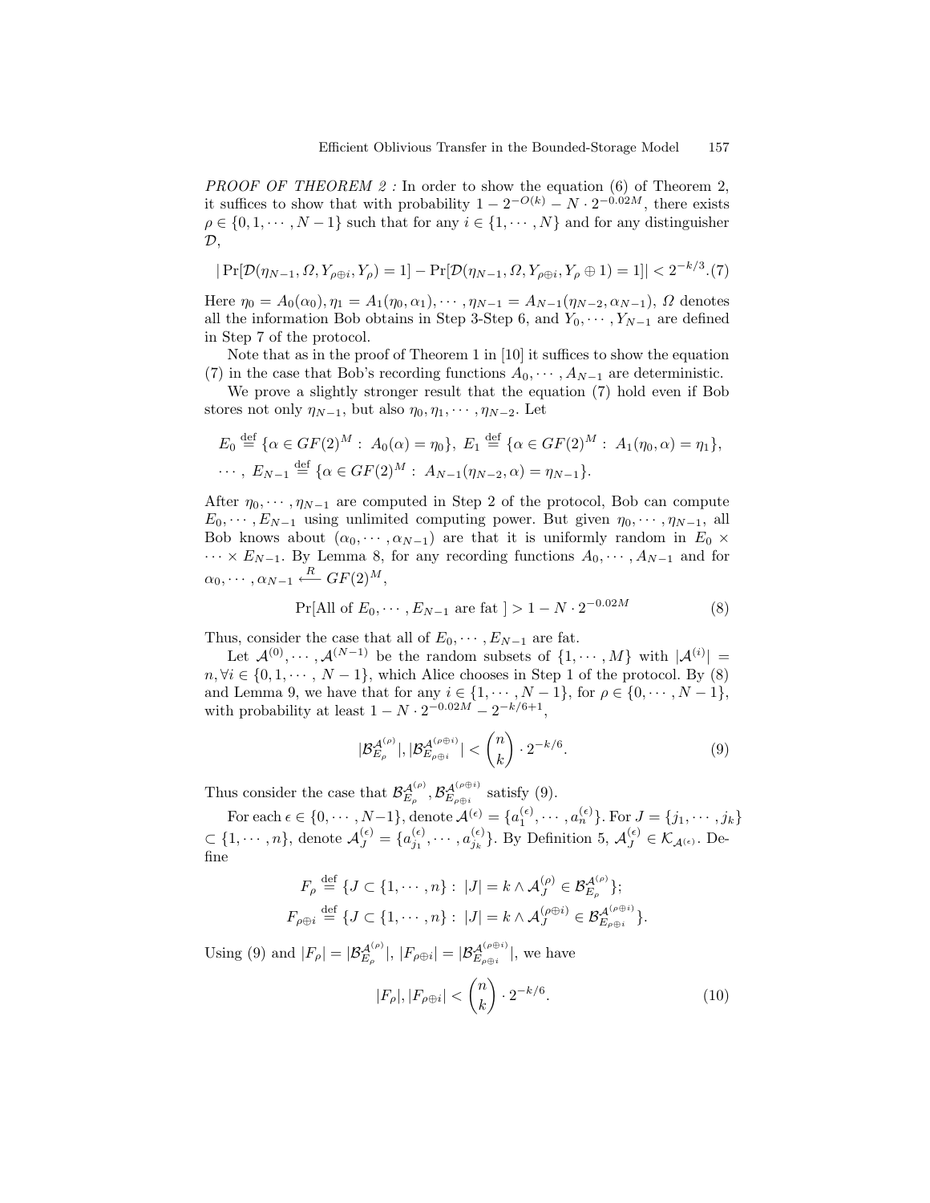*PROOF OF THEOREM 2 :* In order to show the equation (6) of Theorem 2, it suffices to show that with probability $1 - 2^{-O(k)} - N \cdot 2^{-0.02M}$, there exists $\rho \in \{0, 1, \cdots, N-1\}$ such that for any $i \in \{1, \cdots, N\}$ and for any distinguisher $\mathcal{D}$,

$$| \Pr[\mathcal{D}(\eta_{N-1}, \Omega, Y_{\rho \oplus i}, Y_\rho) = 1] - \Pr[\mathcal{D}(\eta_{N-1}, \Omega, Y_{\rho \oplus i}, Y_\rho \oplus 1) = 1]| < 2^{-k/3}. \quad (7)$$

Here $\eta_0 = A_0(\alpha_0), \eta_1 = A_1(\eta_0, \alpha_1), \cdots, \eta_{N-1} = A_{N-1}(\eta_{N-2}, \alpha_{N-1})$, $\Omega$ denotes all the information Bob obtains in Step 3-Step 6, and $Y_0, \cdots, Y_{N-1}$ are defined in Step 7 of the protocol.

Note that as in the proof of Theorem 1 in [10] it suffices to show the equation (7) in the case that Bob's recording functions $A_0, \cdots, A_{N-1}$ are deterministic.

We prove a slightly stronger result that the equation (7) hold even if Bob stores not only $\eta_{N-1}$, but also $\eta_0, \eta_1, \cdots, \eta_{N-2}$. Let

$$E_0 \stackrel{\text{def}}{=} \{\alpha \in GF(2)^M : A_0(\alpha) = \eta_0\},\ E_1 \stackrel{\text{def}}{=} \{\alpha \in GF(2)^M : A_1(\eta_0, \alpha) = \eta_1\},$$
$$\cdots,\ E_{N-1} \stackrel{\text{def}}{=} \{\alpha \in GF(2)^M : A_{N-1}(\eta_{N-2}, \alpha) = \eta_{N-1}\}.$$

After $\eta_0, \cdots, \eta_{N-1}$ are computed in Step 2 of the protocol, Bob can compute $E_0, \cdots, E_{N-1}$ using unlimited computing power. But given $\eta_0, \cdots, \eta_{N-1}$, all Bob knows about $(\alpha_0, \cdots, \alpha_{N-1})$ are that it is uniformly random in $E_0 \times \cdots \times E_{N-1}$. By Lemma 8, for any recording functions $A_0, \cdots, A_{N-1}$ and for $\alpha_0, \cdots, \alpha_{N-1} \stackrel{R}{\longleftarrow} GF(2)^M$,

$$\Pr[\text{All of } E_0, \cdots, E_{N-1} \text{ are fat }] > 1 - N \cdot 2^{-0.02M} \quad (8)$$

Thus, consider the case that all of $E_0, \cdots, E_{N-1}$ are fat.

Let $\mathcal{A}^{(0)}, \cdots, \mathcal{A}^{(N-1)}$ be the random subsets of $\{1, \cdots, M\}$ with $|\mathcal{A}^{(i)}| = n, \forall i \in \{0, 1, \cdots, N-1\}$, which Alice chooses in Step 1 of the protocol. By (8) and Lemma 9, we have that for any $i \in \{1, \cdots, N-1\}$, for $\rho \in \{0, \cdots, N-1\}$, with probability at least $1 - N \cdot 2^{-0.02M} - 2^{-k/6+1}$,

$$|\mathcal{B}_{E_\rho}^{\mathcal{A}^{(\rho)}}|, |\mathcal{B}_{E_{\rho \oplus i}}^{\mathcal{A}^{(\rho \oplus i)}}| < \binom{n}{k} \cdot 2^{-k/6}. \quad (9)$$

Thus consider the case that $\mathcal{B}_{E_\rho}^{\mathcal{A}^{(\rho)}}, \mathcal{B}_{E_{\rho \oplus i}}^{\mathcal{A}^{(\rho \oplus i)}}$ satisfy (9).

For each $\epsilon \in \{0, \cdots, N-1\}$, denote $\mathcal{A}^{(\epsilon)} = \{a_1^{(\epsilon)}, \cdots, a_n^{(\epsilon)}\}$. For $J = \{j_1, \cdots, j_k\} \subset \{1, \cdots, n\}$, denote $\mathcal{A}_J^{(\epsilon)} = \{a_{j_1}^{(\epsilon)}, \cdots, a_{j_k}^{(\epsilon)}\}$. By Definition 5, $\mathcal{A}_J^{(\epsilon)} \in \mathcal{K}_{\mathcal{A}^{(\epsilon)}}$. Define

$$F_\rho \stackrel{\text{def}}{=} \{J \subset \{1, \cdots, n\} : |J| = k \wedge \mathcal{A}_J^{(\rho)} \in \mathcal{B}_{E_\rho}^{\mathcal{A}^{(\rho)}}\};$$
$$F_{\rho \oplus i} \stackrel{\text{def}}{=} \{J \subset \{1, \cdots, n\} : |J| = k \wedge \mathcal{A}_J^{(\rho \oplus i)} \in \mathcal{B}_{E_{\rho \oplus i}}^{\mathcal{A}^{(\rho \oplus i)}}\}.$$

Using (9) and $|F_\rho| = |\mathcal{B}_{E_\rho}^{\mathcal{A}^{(\rho)}}|$, $|F_{\rho \oplus i}| = |\mathcal{B}_{E_{\rho \oplus i}}^{\mathcal{A}^{(\rho \oplus i)}}|$, we have

$$|F_\rho|, |F_{\rho \oplus i}| < \binom{n}{k} \cdot 2^{-k/6}. \quad (10)$$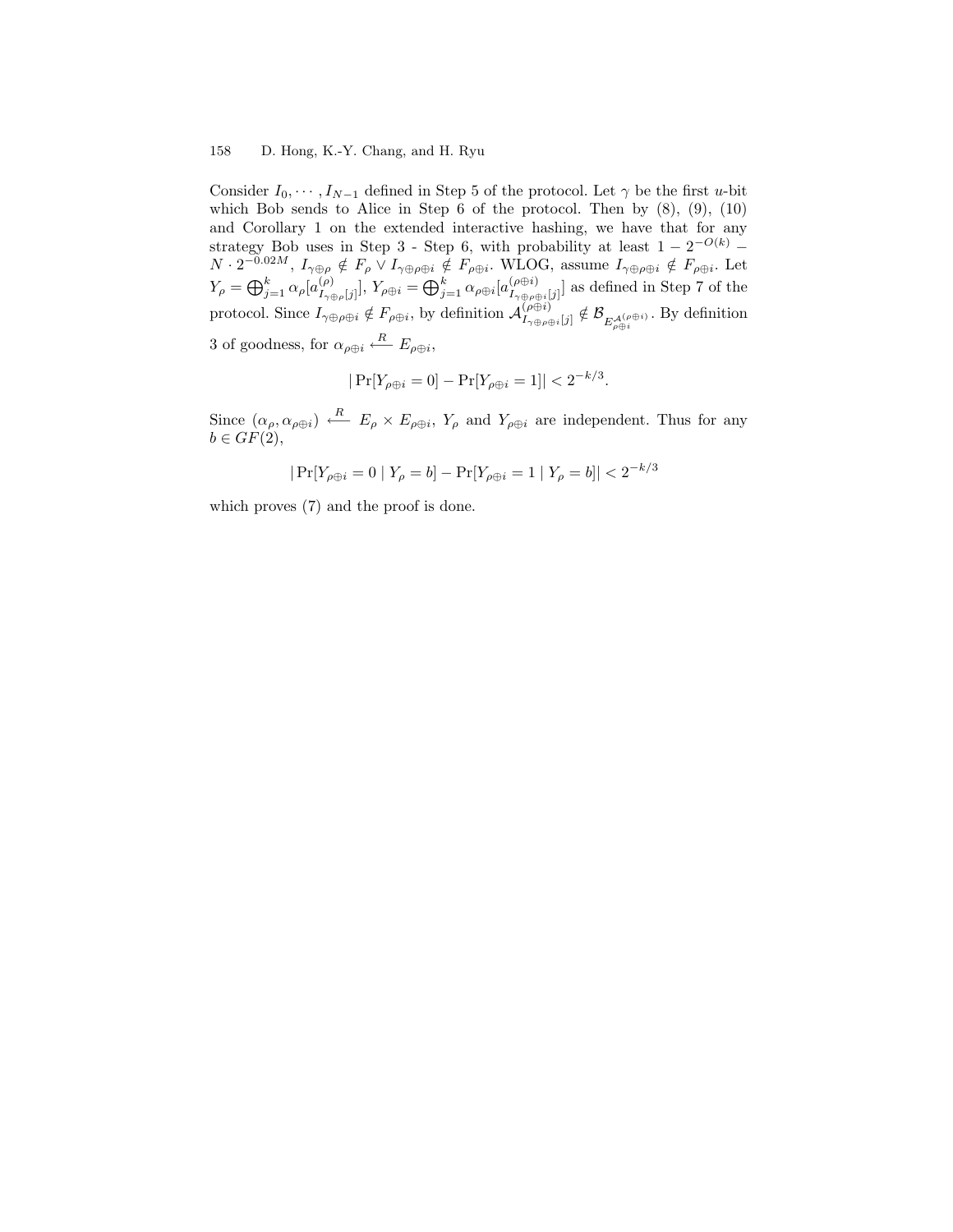Consider $I_0, \cdots, I_{N-1}$ defined in Step 5 of the protocol. Let $\gamma$ be the first $u$-bit which Bob sends to Alice in Step 6 of the protocol. Then by (8), (9), (10) and Corollary 1 on the extended interactive hashing, we have that for any strategy Bob uses in Step 3 - Step 6, with probability at least $1 - 2^{-O(k)} - N \cdot 2^{-0.02M}$, $I_{\gamma \oplus \rho} \notin F_\rho \vee I_{\gamma \oplus \rho \oplus i} \notin F_{\rho \oplus i}$. WLOG, assume $I_{\gamma \oplus \rho \oplus i} \notin F_{\rho \oplus i}$. Let $Y_\rho = \bigoplus_{j=1}^{k} \alpha_\rho [a^{(\rho)}_{I_{\gamma \oplus \rho}[j]}]$, $Y_{\rho \oplus i} = \bigoplus_{j=1}^{k} \alpha_{\rho \oplus i} [a^{(\rho \oplus i)}_{I_{\gamma \oplus \rho \oplus i}[j]}]$ as defined in Step 7 of the protocol. Since $I_{\gamma \oplus \rho \oplus i} \notin F_{\rho \oplus i}$, by definition $\mathcal{A}^{(\rho \oplus i)}_{I_{\gamma \oplus \rho \oplus i}[j]} \notin \mathcal{B}_{E^{\mathcal{A}^{(\rho \oplus i)}}_{\rho \oplus i}}$. By definition 3 of goodness, for $\alpha_{\rho \oplus i} \overset{R}{\longleftarrow} E_{\rho \oplus i}$,

$$|\Pr[Y_{\rho \oplus i} = 0] - \Pr[Y_{\rho \oplus i} = 1]| < 2^{-k/3}.$$

Since $(\alpha_\rho, \alpha_{\rho \oplus i}) \overset{R}{\longleftarrow} E_\rho \times E_{\rho \oplus i}$, $Y_\rho$ and $Y_{\rho \oplus i}$ are independent. Thus for any $b \in GF(2)$,

$$|\Pr[Y_{\rho \oplus i} = 0 \mid Y_\rho = b] - \Pr[Y_{\rho \oplus i} = 1 \mid Y_\rho = b]| < 2^{-k/3}$$

which proves (7) and the proof is done.